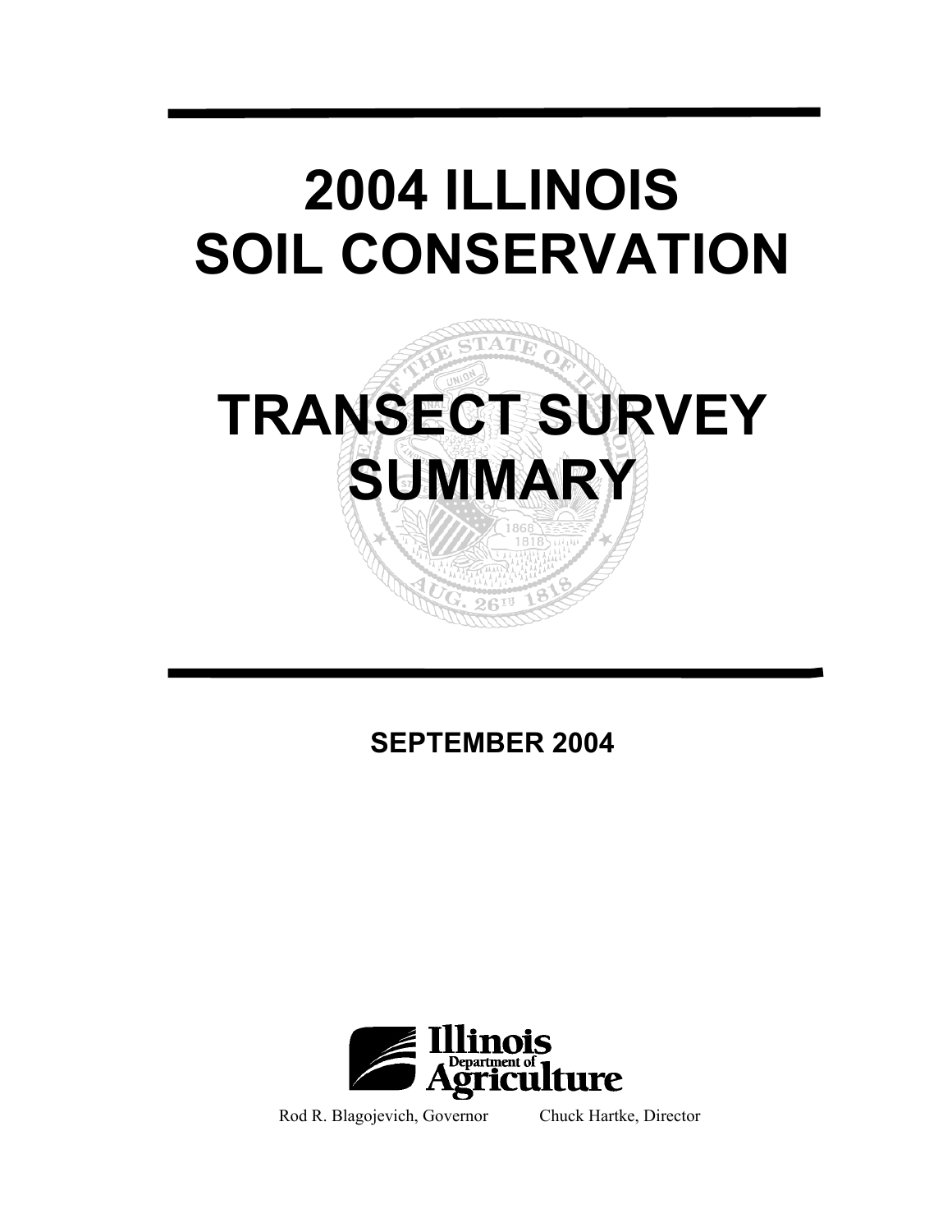# 2004 ILLINOIS SOIL CONSERVATION

# TRANSECT SURVEY SUMMARY

**SEPTEMBER 2004**

Illinois Department of Agriculture

Rod R. Blagojevich, Governor Chuck Hartke, Director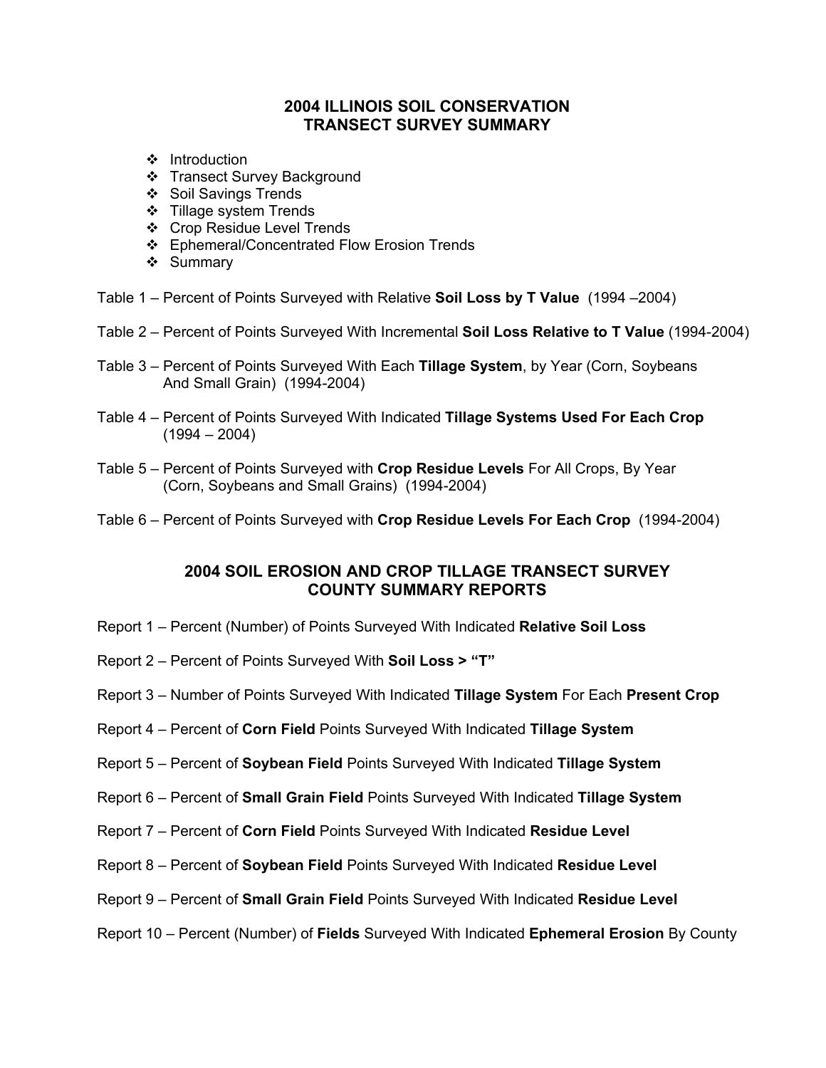## 2004 ILLINOIS SOIL CONSERVATION TRANSECT SURVEY SUMMARY

- Introduction
- Transect Survey Background
- Soil Savings Trends
- Tillage system Trends
- Crop Residue Level Trends
- Ephemeral/Concentrated Flow Erosion Trends
- Summary

Table 1 – Percent of Points Surveyed with Relative **Soil Loss by T Value** (1994 –2004)

Table 2 – Percent of Points Surveyed With Incremental **Soil Loss Relative to T Value** (1994-2004)

Table 3 – Percent of Points Surveyed With Each **Tillage System**, by Year (Corn, Soybeans And Small Grain) (1994-2004)

Table 4 – Percent of Points Surveyed With Indicated **Tillage Systems Used For Each Crop** (1994 – 2004)

Table 5 – Percent of Points Surveyed with **Crop Residue Levels** For All Crops, By Year (Corn, Soybeans and Small Grains) (1994-2004)

Table 6 – Percent of Points Surveyed with **Crop Residue Levels For Each Crop** (1994-2004)

## 2004 SOIL EROSION AND CROP TILLAGE TRANSECT SURVEY COUNTY SUMMARY REPORTS

Report 1 – Percent (Number) of Points Surveyed With Indicated **Relative Soil Loss**

Report 2 – Percent of Points Surveyed With **Soil Loss > "T"**

Report 3 – Number of Points Surveyed With Indicated **Tillage System** For Each **Present Crop**

Report 4 – Percent of **Corn Field** Points Surveyed With Indicated **Tillage System**

Report 5 – Percent of **Soybean Field** Points Surveyed With Indicated **Tillage System**

Report 6 – Percent of **Small Grain Field** Points Surveyed With Indicated **Tillage System**

Report 7 – Percent of **Corn Field** Points Surveyed With Indicated **Residue Level**

Report 8 – Percent of **Soybean Field** Points Surveyed With Indicated **Residue Level**

Report 9 – Percent of **Small Grain Field** Points Surveyed With Indicated **Residue Level**

Report 10 – Percent (Number) of **Fields** Surveyed With Indicated **Ephemeral Erosion** By County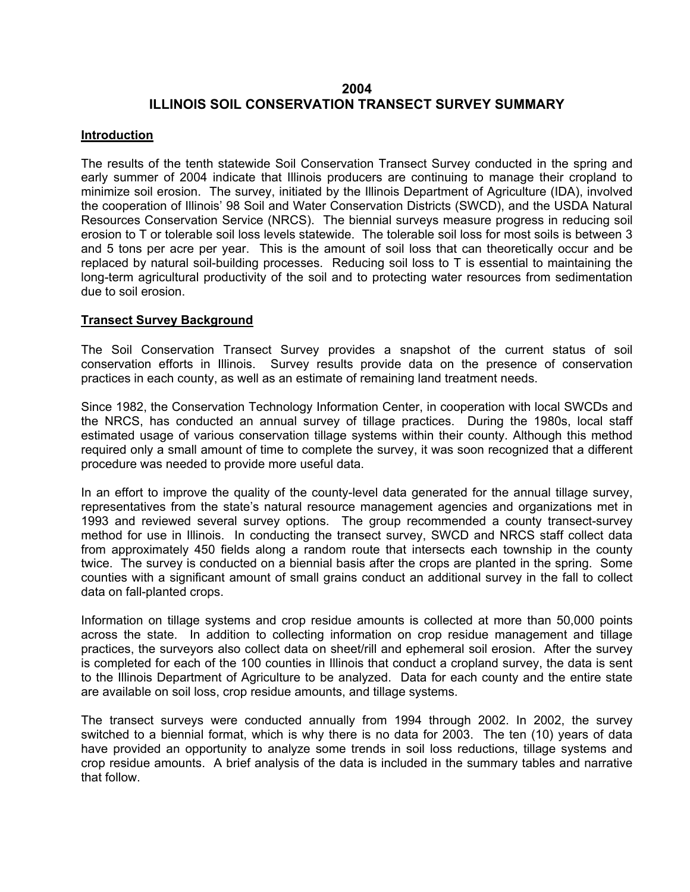# 2004
# ILLINOIS SOIL CONSERVATION TRANSECT SURVEY SUMMARY

## Introduction

The results of the tenth statewide Soil Conservation Transect Survey conducted in the spring and early summer of 2004 indicate that Illinois producers are continuing to manage their cropland to minimize soil erosion. The survey, initiated by the Illinois Department of Agriculture (IDA), involved the cooperation of Illinois' 98 Soil and Water Conservation Districts (SWCD), and the USDA Natural Resources Conservation Service (NRCS). The biennial surveys measure progress in reducing soil erosion to T or tolerable soil loss levels statewide. The tolerable soil loss for most soils is between 3 and 5 tons per acre per year. This is the amount of soil loss that can theoretically occur and be replaced by natural soil-building processes. Reducing soil loss to T is essential to maintaining the long-term agricultural productivity of the soil and to protecting water resources from sedimentation due to soil erosion.

## Transect Survey Background

The Soil Conservation Transect Survey provides a snapshot of the current status of soil conservation efforts in Illinois. Survey results provide data on the presence of conservation practices in each county, as well as an estimate of remaining land treatment needs.

Since 1982, the Conservation Technology Information Center, in cooperation with local SWCDs and the NRCS, has conducted an annual survey of tillage practices. During the 1980s, local staff estimated usage of various conservation tillage systems within their county. Although this method required only a small amount of time to complete the survey, it was soon recognized that a different procedure was needed to provide more useful data.

In an effort to improve the quality of the county-level data generated for the annual tillage survey, representatives from the state's natural resource management agencies and organizations met in 1993 and reviewed several survey options. The group recommended a county transect-survey method for use in Illinois. In conducting the transect survey, SWCD and NRCS staff collect data from approximately 450 fields along a random route that intersects each township in the county twice. The survey is conducted on a biennial basis after the crops are planted in the spring. Some counties with a significant amount of small grains conduct an additional survey in the fall to collect data on fall-planted crops.

Information on tillage systems and crop residue amounts is collected at more than 50,000 points across the state. In addition to collecting information on crop residue management and tillage practices, the surveyors also collect data on sheet/rill and ephemeral soil erosion. After the survey is completed for each of the 100 counties in Illinois that conduct a cropland survey, the data is sent to the Illinois Department of Agriculture to be analyzed. Data for each county and the entire state are available on soil loss, crop residue amounts, and tillage systems.

The transect surveys were conducted annually from 1994 through 2002. In 2002, the survey switched to a biennial format, which is why there is no data for 2003. The ten (10) years of data have provided an opportunity to analyze some trends in soil loss reductions, tillage systems and crop residue amounts. A brief analysis of the data is included in the summary tables and narrative that follow.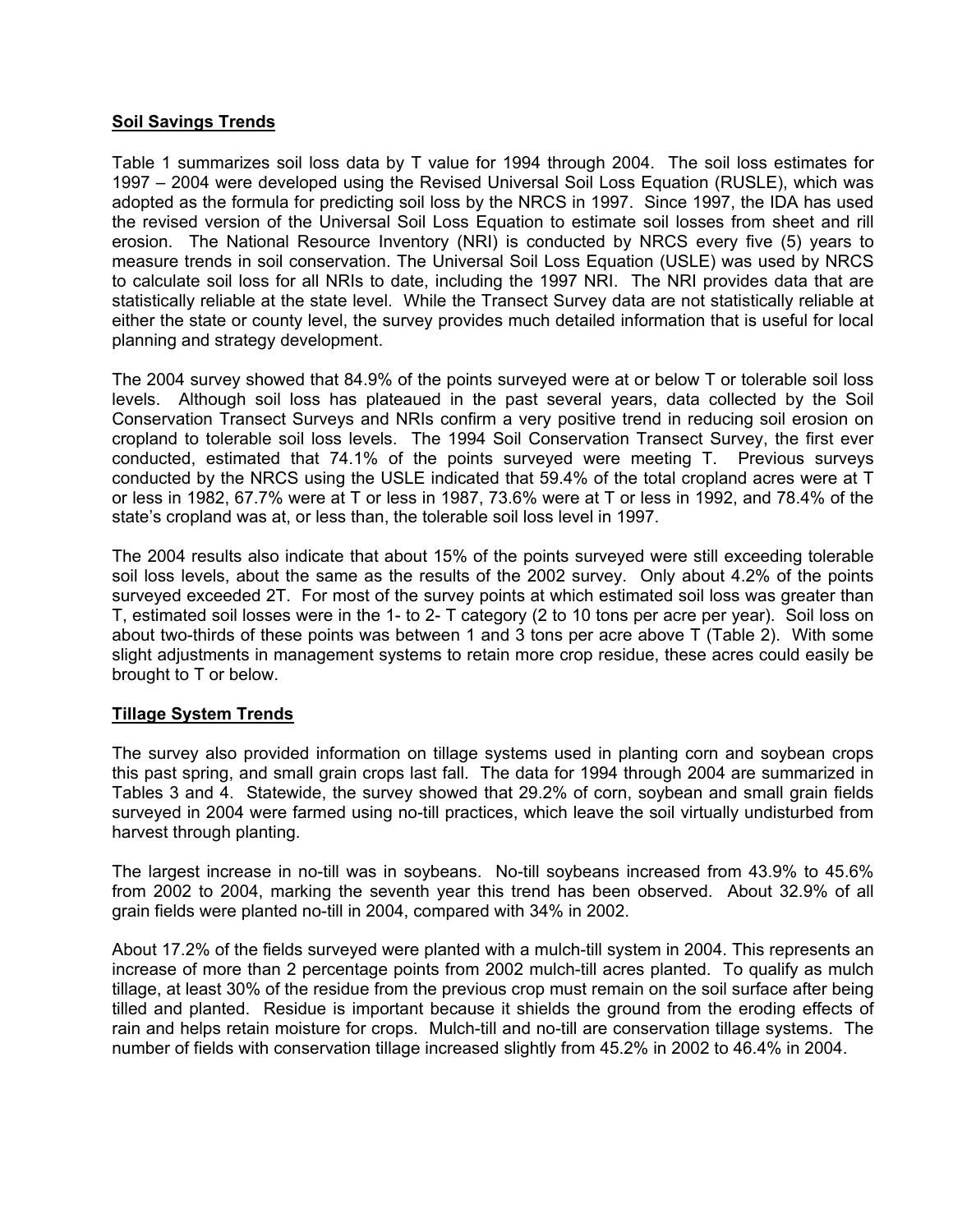**Soil Savings Trends**

Table 1 summarizes soil loss data by T value for 1994 through 2004. The soil loss estimates for 1997 – 2004 were developed using the Revised Universal Soil Loss Equation (RUSLE), which was adopted as the formula for predicting soil loss by the NRCS in 1997. Since 1997, the IDA has used the revised version of the Universal Soil Loss Equation to estimate soil losses from sheet and rill erosion. The National Resource Inventory (NRI) is conducted by NRCS every five (5) years to measure trends in soil conservation. The Universal Soil Loss Equation (USLE) was used by NRCS to calculate soil loss for all NRIs to date, including the 1997 NRI. The NRI provides data that are statistically reliable at the state level. While the Transect Survey data are not statistically reliable at either the state or county level, the survey provides much detailed information that is useful for local planning and strategy development.

The 2004 survey showed that 84.9% of the points surveyed were at or below T or tolerable soil loss levels. Although soil loss has plateaued in the past several years, data collected by the Soil Conservation Transect Surveys and NRIs confirm a very positive trend in reducing soil erosion on cropland to tolerable soil loss levels. The 1994 Soil Conservation Transect Survey, the first ever conducted, estimated that 74.1% of the points surveyed were meeting T. Previous surveys conducted by the NRCS using the USLE indicated that 59.4% of the total cropland acres were at T or less in 1982, 67.7% were at T or less in 1987, 73.6% were at T or less in 1992, and 78.4% of the state's cropland was at, or less than, the tolerable soil loss level in 1997.

The 2004 results also indicate that about 15% of the points surveyed were still exceeding tolerable soil loss levels, about the same as the results of the 2002 survey. Only about 4.2% of the points surveyed exceeded 2T. For most of the survey points at which estimated soil loss was greater than T, estimated soil losses were in the 1- to 2- T category (2 to 10 tons per acre per year). Soil loss on about two-thirds of these points was between 1 and 3 tons per acre above T (Table 2). With some slight adjustments in management systems to retain more crop residue, these acres could easily be brought to T or below.

**Tillage System Trends**

The survey also provided information on tillage systems used in planting corn and soybean crops this past spring, and small grain crops last fall. The data for 1994 through 2004 are summarized in Tables 3 and 4. Statewide, the survey showed that 29.2% of corn, soybean and small grain fields surveyed in 2004 were farmed using no-till practices, which leave the soil virtually undisturbed from harvest through planting.

The largest increase in no-till was in soybeans. No-till soybeans increased from 43.9% to 45.6% from 2002 to 2004, marking the seventh year this trend has been observed. About 32.9% of all grain fields were planted no-till in 2004, compared with 34% in 2002.

About 17.2% of the fields surveyed were planted with a mulch-till system in 2004. This represents an increase of more than 2 percentage points from 2002 mulch-till acres planted. To qualify as mulch tillage, at least 30% of the residue from the previous crop must remain on the soil surface after being tilled and planted. Residue is important because it shields the ground from the eroding effects of rain and helps retain moisture for crops. Mulch-till and no-till are conservation tillage systems. The number of fields with conservation tillage increased slightly from 45.2% in 2002 to 46.4% in 2004.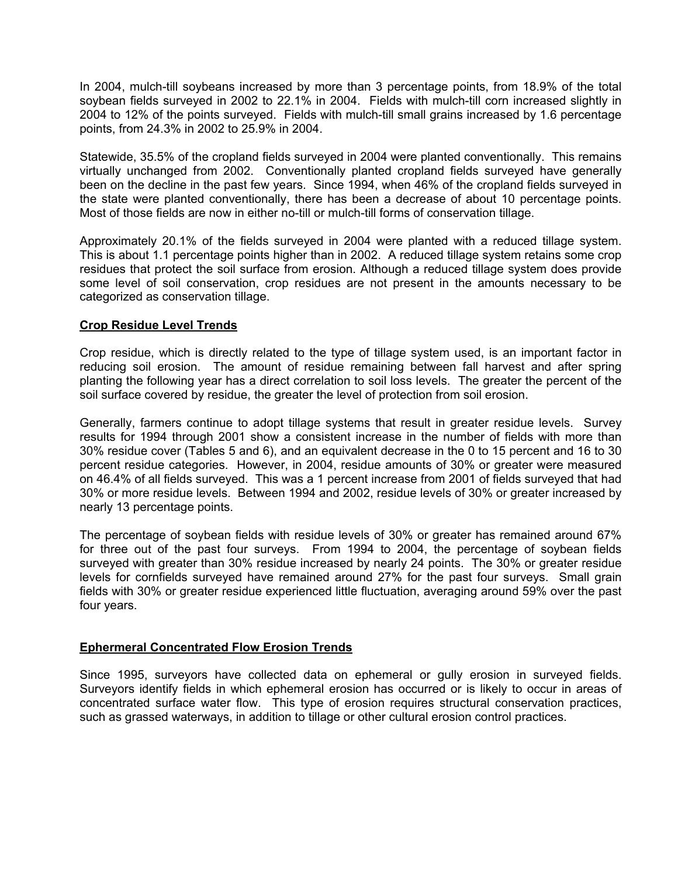In 2004, mulch-till soybeans increased by more than 3 percentage points, from 18.9% of the total soybean fields surveyed in 2002 to 22.1% in 2004. Fields with mulch-till corn increased slightly in 2004 to 12% of the points surveyed. Fields with mulch-till small grains increased by 1.6 percentage points, from 24.3% in 2002 to 25.9% in 2004.

Statewide, 35.5% of the cropland fields surveyed in 2004 were planted conventionally. This remains virtually unchanged from 2002. Conventionally planted cropland fields surveyed have generally been on the decline in the past few years. Since 1994, when 46% of the cropland fields surveyed in the state were planted conventionally, there has been a decrease of about 10 percentage points. Most of those fields are now in either no-till or mulch-till forms of conservation tillage.

Approximately 20.1% of the fields surveyed in 2004 were planted with a reduced tillage system. This is about 1.1 percentage points higher than in 2002. A reduced tillage system retains some crop residues that protect the soil surface from erosion. Although a reduced tillage system does provide some level of soil conservation, crop residues are not present in the amounts necessary to be categorized as conservation tillage.

## Crop Residue Level Trends

Crop residue, which is directly related to the type of tillage system used, is an important factor in reducing soil erosion. The amount of residue remaining between fall harvest and after spring planting the following year has a direct correlation to soil loss levels. The greater the percent of the soil surface covered by residue, the greater the level of protection from soil erosion.

Generally, farmers continue to adopt tillage systems that result in greater residue levels. Survey results for 1994 through 2001 show a consistent increase in the number of fields with more than 30% residue cover (Tables 5 and 6), and an equivalent decrease in the 0 to 15 percent and 16 to 30 percent residue categories. However, in 2004, residue amounts of 30% or greater were measured on 46.4% of all fields surveyed. This was a 1 percent increase from 2001 of fields surveyed that had 30% or more residue levels. Between 1994 and 2002, residue levels of 30% or greater increased by nearly 13 percentage points.

The percentage of soybean fields with residue levels of 30% or greater has remained around 67% for three out of the past four surveys. From 1994 to 2004, the percentage of soybean fields surveyed with greater than 30% residue increased by nearly 24 points. The 30% or greater residue levels for cornfields surveyed have remained around 27% for the past four surveys. Small grain fields with 30% or greater residue experienced little fluctuation, averaging around 59% over the past four years.

## Ephermeral Concentrated Flow Erosion Trends

Since 1995, surveyors have collected data on ephemeral or gully erosion in surveyed fields. Surveyors identify fields in which ephemeral erosion has occurred or is likely to occur in areas of concentrated surface water flow. This type of erosion requires structural conservation practices, such as grassed waterways, in addition to tillage or other cultural erosion control practices.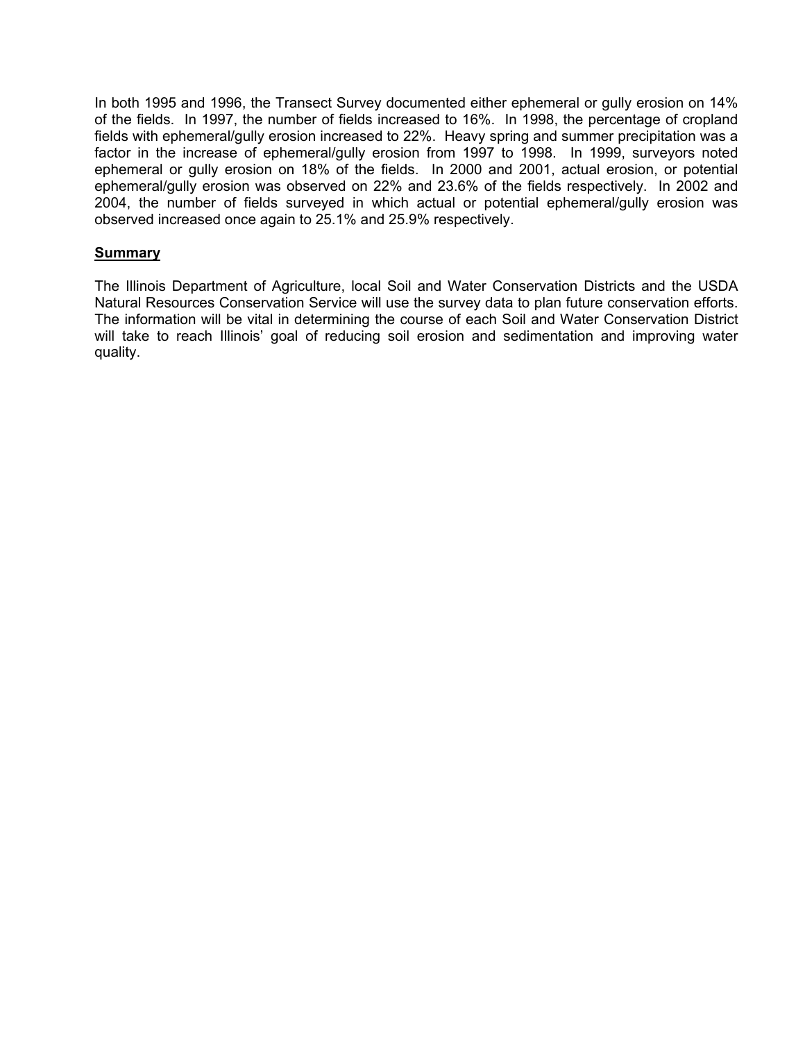In both 1995 and 1996, the Transect Survey documented either ephemeral or gully erosion on 14% of the fields. In 1997, the number of fields increased to 16%. In 1998, the percentage of cropland fields with ephemeral/gully erosion increased to 22%. Heavy spring and summer precipitation was a factor in the increase of ephemeral/gully erosion from 1997 to 1998. In 1999, surveyors noted ephemeral or gully erosion on 18% of the fields. In 2000 and 2001, actual erosion, or potential ephemeral/gully erosion was observed on 22% and 23.6% of the fields respectively. In 2002 and 2004, the number of fields surveyed in which actual or potential ephemeral/gully erosion was observed increased once again to 25.1% and 25.9% respectively.

## Summary

The Illinois Department of Agriculture, local Soil and Water Conservation Districts and the USDA Natural Resources Conservation Service will use the survey data to plan future conservation efforts. The information will be vital in determining the course of each Soil and Water Conservation District will take to reach Illinois' goal of reducing soil erosion and sedimentation and improving water quality.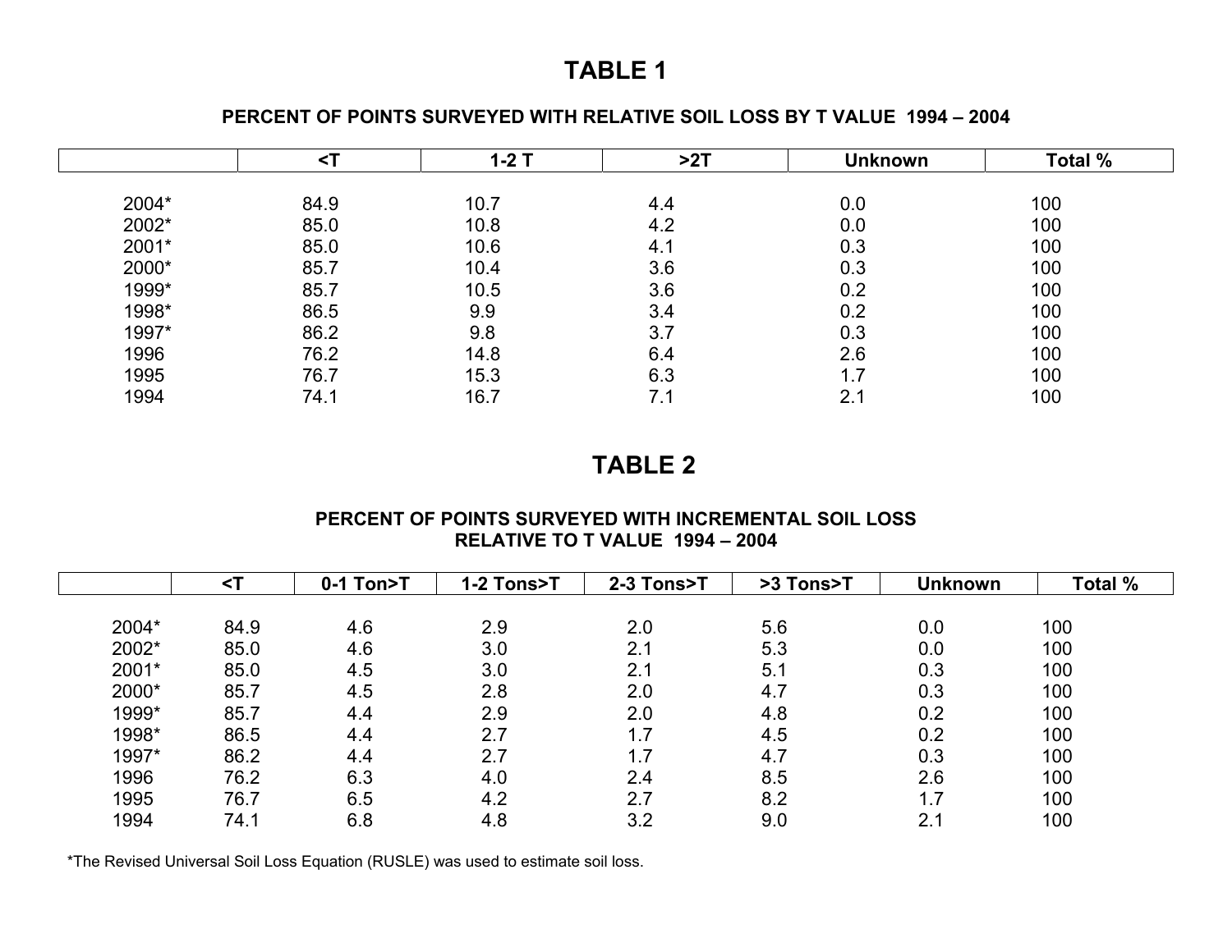# TABLE 1

**PERCENT OF POINTS SURVEYED WITH RELATIVE SOIL LOSS BY T VALUE 1994 – 2004**

| | <T | 1-2 T | >2T | Unknown | Total % |
|---|---|---|---|---|---|
| 2004* | 84.9 | 10.7 | 4.4 | 0.0 | 100 |
| 2002* | 85.0 | 10.8 | 4.2 | 0.0 | 100 |
| 2001* | 85.0 | 10.6 | 4.1 | 0.3 | 100 |
| 2000* | 85.7 | 10.4 | 3.6 | 0.3 | 100 |
| 1999* | 85.7 | 10.5 | 3.6 | 0.2 | 100 |
| 1998* | 86.5 | 9.9 | 3.4 | 0.2 | 100 |
| 1997* | 86.2 | 9.8 | 3.7 | 0.3 | 100 |
| 1996 | 76.2 | 14.8 | 6.4 | 2.6 | 100 |
| 1995 | 76.7 | 15.3 | 6.3 | 1.7 | 100 |
| 1994 | 74.1 | 16.7 | 7.1 | 2.1 | 100 |

# TABLE 2

**PERCENT OF POINTS SURVEYED WITH INCREMENTAL SOIL LOSS RELATIVE TO T VALUE 1994 – 2004**

| | <T | 0-1 Ton>T | 1-2 Tons>T | 2-3 Tons>T | >3 Tons>T | Unknown | Total % |
|---|---|---|---|---|---|---|---|
| 2004* | 84.9 | 4.6 | 2.9 | 2.0 | 5.6 | 0.0 | 100 |
| 2002* | 85.0 | 4.6 | 3.0 | 2.1 | 5.3 | 0.0 | 100 |
| 2001* | 85.0 | 4.5 | 3.0 | 2.1 | 5.1 | 0.3 | 100 |
| 2000* | 85.7 | 4.5 | 2.8 | 2.0 | 4.7 | 0.3 | 100 |
| 1999* | 85.7 | 4.4 | 2.9 | 2.0 | 4.8 | 0.2 | 100 |
| 1998* | 86.5 | 4.4 | 2.7 | 1.7 | 4.5 | 0.2 | 100 |
| 1997* | 86.2 | 4.4 | 2.7 | 1.7 | 4.7 | 0.3 | 100 |
| 1996 | 76.2 | 6.3 | 4.0 | 2.4 | 8.5 | 2.6 | 100 |
| 1995 | 76.7 | 6.5 | 4.2 | 2.7 | 8.2 | 1.7 | 100 |
| 1994 | 74.1 | 6.8 | 4.8 | 3.2 | 9.0 | 2.1 | 100 |

*The Revised Universal Soil Loss Equation (RUSLE) was used to estimate soil loss.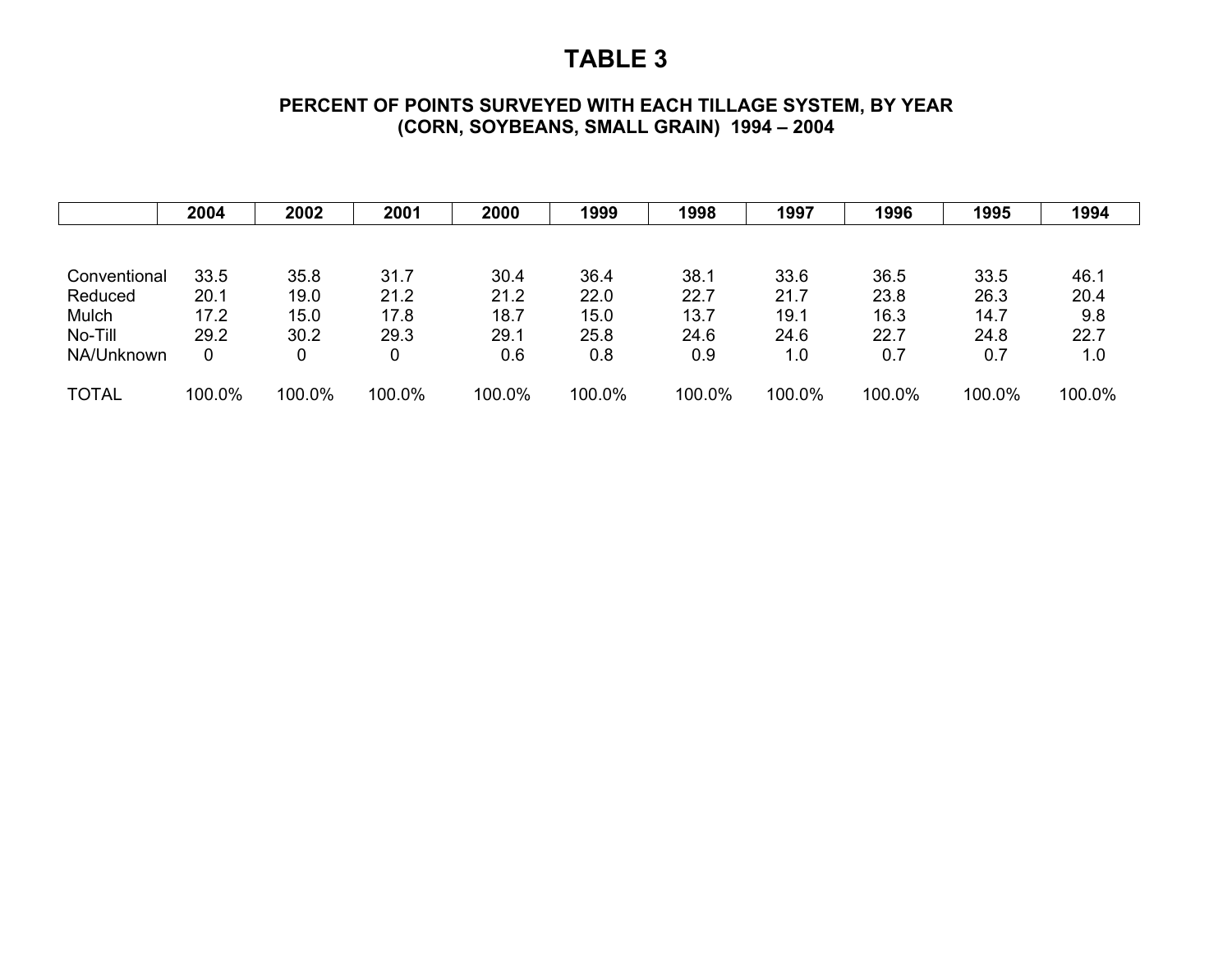# TABLE 3

### PERCENT OF POINTS SURVEYED WITH EACH TILLAGE SYSTEM, BY YEAR (CORN, SOYBEANS, SMALL GRAIN) 1994 – 2004

| | 2004 | 2002 | 2001 | 2000 | 1999 | 1998 | 1997 | 1996 | 1995 | 1994 |
|---|---|---|---|---|---|---|---|---|---|---|
| Conventional | 33.5 | 35.8 | 31.7 | 30.4 | 36.4 | 38.1 | 33.6 | 36.5 | 33.5 | 46.1 |
| Reduced | 20.1 | 19.0 | 21.2 | 21.2 | 22.0 | 22.7 | 21.7 | 23.8 | 26.3 | 20.4 |
| Mulch | 17.2 | 15.0 | 17.8 | 18.7 | 15.0 | 13.7 | 19.1 | 16.3 | 14.7 | 9.8 |
| No-Till | 29.2 | 30.2 | 29.3 | 29.1 | 25.8 | 24.6 | 24.6 | 22.7 | 24.8 | 22.7 |
| NA/Unknown | 0 | 0 | 0 | 0.6 | 0.8 | 0.9 | 1.0 | 0.7 | 0.7 | 1.0 |
| TOTAL | 100.0% | 100.0% | 100.0% | 100.0% | 100.0% | 100.0% | 100.0% | 100.0% | 100.0% | 100.0% |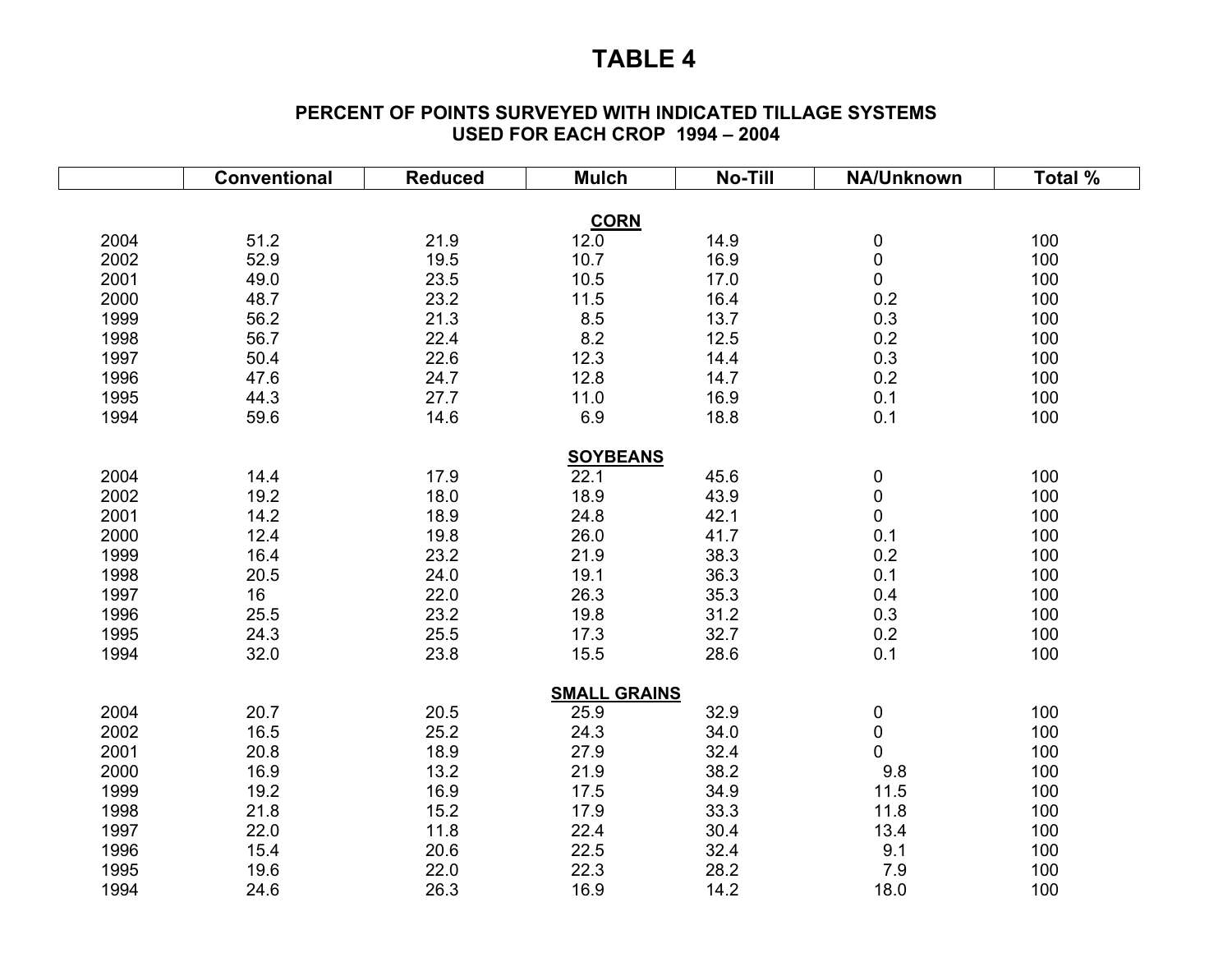# TABLE 4

## PERCENT OF POINTS SURVEYED WITH INDICATED TILLAGE SYSTEMS USED FOR EACH CROP 1994 – 2004

| | Conventional | Reduced | Mulch | No-Till | NA/Unknown | Total % |
|---|---|---|---|---|---|---|
| | | | **CORN** | | | |
| 2004 | 51.2 | 21.9 | 12.0 | 14.9 | 0 | 100 |
| 2002 | 52.9 | 19.5 | 10.7 | 16.9 | 0 | 100 |
| 2001 | 49.0 | 23.5 | 10.5 | 17.0 | 0 | 100 |
| 2000 | 48.7 | 23.2 | 11.5 | 16.4 | 0.2 | 100 |
| 1999 | 56.2 | 21.3 | 8.5 | 13.7 | 0.3 | 100 |
| 1998 | 56.7 | 22.4 | 8.2 | 12.5 | 0.2 | 100 |
| 1997 | 50.4 | 22.6 | 12.3 | 14.4 | 0.3 | 100 |
| 1996 | 47.6 | 24.7 | 12.8 | 14.7 | 0.2 | 100 |
| 1995 | 44.3 | 27.7 | 11.0 | 16.9 | 0.1 | 100 |
| 1994 | 59.6 | 14.6 | 6.9 | 18.8 | 0.1 | 100 |
| | | | **SOYBEANS** | | | |
| 2004 | 14.4 | 17.9 | 22.1 | 45.6 | 0 | 100 |
| 2002 | 19.2 | 18.0 | 18.9 | 43.9 | 0 | 100 |
| 2001 | 14.2 | 18.9 | 24.8 | 42.1 | 0 | 100 |
| 2000 | 12.4 | 19.8 | 26.0 | 41.7 | 0.1 | 100 |
| 1999 | 16.4 | 23.2 | 21.9 | 38.3 | 0.2 | 100 |
| 1998 | 20.5 | 24.0 | 19.1 | 36.3 | 0.1 | 100 |
| 1997 | 16 | 22.0 | 26.3 | 35.3 | 0.4 | 100 |
| 1996 | 25.5 | 23.2 | 19.8 | 31.2 | 0.3 | 100 |
| 1995 | 24.3 | 25.5 | 17.3 | 32.7 | 0.2 | 100 |
| 1994 | 32.0 | 23.8 | 15.5 | 28.6 | 0.1 | 100 |
| | | | **SMALL GRAINS** | | | |
| 2004 | 20.7 | 20.5 | 25.9 | 32.9 | 0 | 100 |
| 2002 | 16.5 | 25.2 | 24.3 | 34.0 | 0 | 100 |
| 2001 | 20.8 | 18.9 | 27.9 | 32.4 | 0 | 100 |
| 2000 | 16.9 | 13.2 | 21.9 | 38.2 | 9.8 | 100 |
| 1999 | 19.2 | 16.9 | 17.5 | 34.9 | 11.5 | 100 |
| 1998 | 21.8 | 15.2 | 17.9 | 33.3 | 11.8 | 100 |
| 1997 | 22.0 | 11.8 | 22.4 | 30.4 | 13.4 | 100 |
| 1996 | 15.4 | 20.6 | 22.5 | 32.4 | 9.1 | 100 |
| 1995 | 19.6 | 22.0 | 22.3 | 28.2 | 7.9 | 100 |
| 1994 | 24.6 | 26.3 | 16.9 | 14.2 | 18.0 | 100 |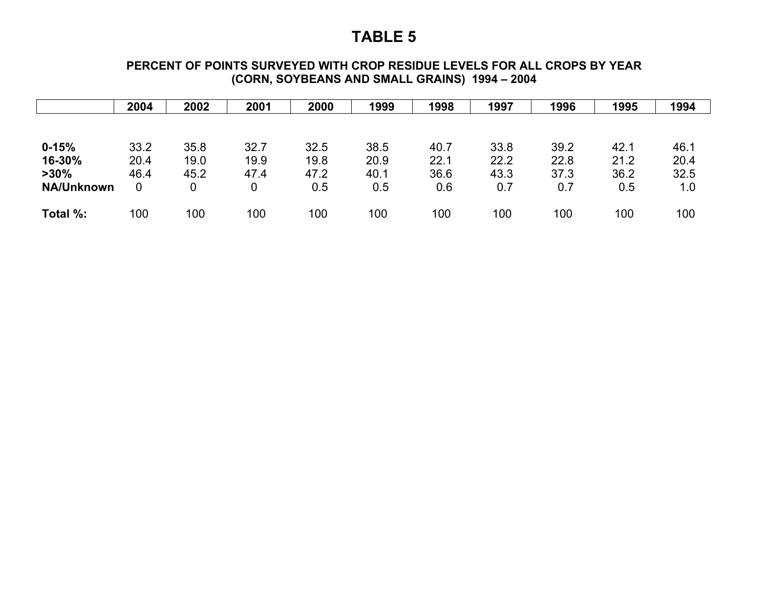# TABLE 5

## PERCENT OF POINTS SURVEYED WITH CROP RESIDUE LEVELS FOR ALL CROPS BY YEAR (CORN, SOYBEANS AND SMALL GRAINS) 1994 – 2004

| | 2004 | 2002 | 2001 | 2000 | 1999 | 1998 | 1997 | 1996 | 1995 | 1994 |
|---|---|---|---|---|---|---|---|---|---|---|
| **0-15%** | 33.2 | 35.8 | 32.7 | 32.5 | 38.5 | 40.7 | 33.8 | 39.2 | 42.1 | 46.1 |
| **16-30%** | 20.4 | 19.0 | 19.9 | 19.8 | 20.9 | 22.1 | 22.2 | 22.8 | 21.2 | 20.4 |
| **>30%** | 46.4 | 45.2 | 47.4 | 47.2 | 40.1 | 36.6 | 43.3 | 37.3 | 36.2 | 32.5 |
| **NA/Unknown** | 0 | 0 | 0 | 0.5 | 0.5 | 0.6 | 0.7 | 0.7 | 0.5 | 1.0 |
| **Total %:** | 100 | 100 | 100 | 100 | 100 | 100 | 100 | 100 | 100 | 100 |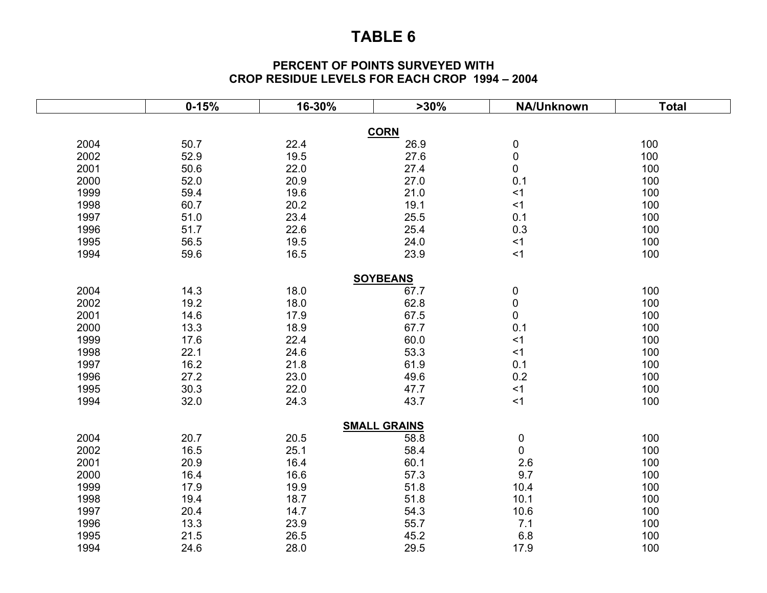# TABLE 6

## PERCENT OF POINTS SURVEYED WITH CROP RESIDUE LEVELS FOR EACH CROP 1994 – 2004

| | 0-15% | 16-30% | >30% | NA/Unknown | Total |
|---|---|---|---|---|---|
| | | | **CORN** | | |
| 2004 | 50.7 | 22.4 | 26.9 | 0 | 100 |
| 2002 | 52.9 | 19.5 | 27.6 | 0 | 100 |
| 2001 | 50.6 | 22.0 | 27.4 | 0 | 100 |
| 2000 | 52.0 | 20.9 | 27.0 | 0.1 | 100 |
| 1999 | 59.4 | 19.6 | 21.0 | <1 | 100 |
| 1998 | 60.7 | 20.2 | 19.1 | <1 | 100 |
| 1997 | 51.0 | 23.4 | 25.5 | 0.1 | 100 |
| 1996 | 51.7 | 22.6 | 25.4 | 0.3 | 100 |
| 1995 | 56.5 | 19.5 | 24.0 | <1 | 100 |
| 1994 | 59.6 | 16.5 | 23.9 | <1 | 100 |
| | | | **SOYBEANS** | | |
| 2004 | 14.3 | 18.0 | 67.7 | 0 | 100 |
| 2002 | 19.2 | 18.0 | 62.8 | 0 | 100 |
| 2001 | 14.6 | 17.9 | 67.5 | 0 | 100 |
| 2000 | 13.3 | 18.9 | 67.7 | 0.1 | 100 |
| 1999 | 17.6 | 22.4 | 60.0 | <1 | 100 |
| 1998 | 22.1 | 24.6 | 53.3 | <1 | 100 |
| 1997 | 16.2 | 21.8 | 61.9 | 0.1 | 100 |
| 1996 | 27.2 | 23.0 | 49.6 | 0.2 | 100 |
| 1995 | 30.3 | 22.0 | 47.7 | <1 | 100 |
| 1994 | 32.0 | 24.3 | 43.7 | <1 | 100 |
| | | | **SMALL GRAINS** | | |
| 2004 | 20.7 | 20.5 | 58.8 | 0 | 100 |
| 2002 | 16.5 | 25.1 | 58.4 | 0 | 100 |
| 2001 | 20.9 | 16.4 | 60.1 | 2.6 | 100 |
| 2000 | 16.4 | 16.6 | 57.3 | 9.7 | 100 |
| 1999 | 17.9 | 19.9 | 51.8 | 10.4 | 100 |
| 1998 | 19.4 | 18.7 | 51.8 | 10.1 | 100 |
| 1997 | 20.4 | 14.7 | 54.3 | 10.6 | 100 |
| 1996 | 13.3 | 23.9 | 55.7 | 7.1 | 100 |
| 1995 | 21.5 | 26.5 | 45.2 | 6.8 | 100 |
| 1994 | 24.6 | 28.0 | 29.5 | 17.9 | 100 |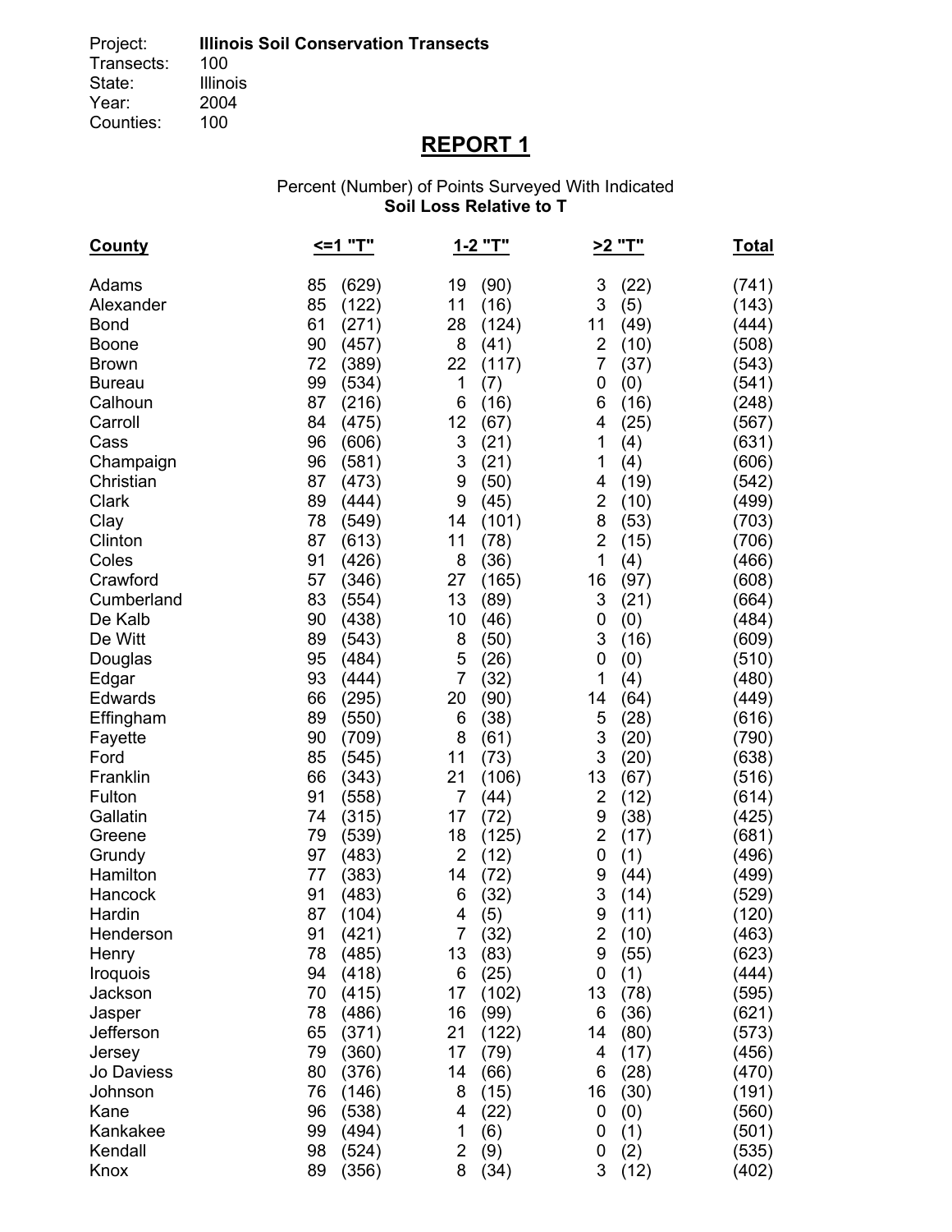Project: **Illinois Soil Conservation Transects**
Transects: 100
State: Illinois
Year: 2004
Counties: 100

# REPORT 1

Percent (Number) of Points Surveyed With Indicated
**Soil Loss Relative to T**

| County | <=1 "T" | 1-2 "T" | >2 "T" | Total |
|---|---|---|---|---|
| Adams | 85 (629) | 19 (90) | 3 (22) | (741) |
| Alexander | 85 (122) | 11 (16) | 3 (5) | (143) |
| Bond | 61 (271) | 28 (124) | 11 (49) | (444) |
| Boone | 90 (457) | 8 (41) | 2 (10) | (508) |
| Brown | 72 (389) | 22 (117) | 7 (37) | (543) |
| Bureau | 99 (534) | 1 (7) | 0 (0) | (541) |
| Calhoun | 87 (216) | 6 (16) | 6 (16) | (248) |
| Carroll | 84 (475) | 12 (67) | 4 (25) | (567) |
| Cass | 96 (606) | 3 (21) | 1 (4) | (631) |
| Champaign | 96 (581) | 3 (21) | 1 (4) | (606) |
| Christian | 87 (473) | 9 (50) | 4 (19) | (542) |
| Clark | 89 (444) | 9 (45) | 2 (10) | (499) |
| Clay | 78 (549) | 14 (101) | 8 (53) | (703) |
| Clinton | 87 (613) | 11 (78) | 2 (15) | (706) |
| Coles | 91 (426) | 8 (36) | 1 (4) | (466) |
| Crawford | 57 (346) | 27 (165) | 16 (97) | (608) |
| Cumberland | 83 (554) | 13 (89) | 3 (21) | (664) |
| De Kalb | 90 (438) | 10 (46) | 0 (0) | (484) |
| De Witt | 89 (543) | 8 (50) | 3 (16) | (609) |
| Douglas | 95 (484) | 5 (26) | 0 (0) | (510) |
| Edgar | 93 (444) | 7 (32) | 1 (4) | (480) |
| Edwards | 66 (295) | 20 (90) | 14 (64) | (449) |
| Effingham | 89 (550) | 6 (38) | 5 (28) | (616) |
| Fayette | 90 (709) | 8 (61) | 3 (20) | (790) |
| Ford | 85 (545) | 11 (73) | 3 (20) | (638) |
| Franklin | 66 (343) | 21 (106) | 13 (67) | (516) |
| Fulton | 91 (558) | 7 (44) | 2 (12) | (614) |
| Gallatin | 74 (315) | 17 (72) | 9 (38) | (425) |
| Greene | 79 (539) | 18 (125) | 2 (17) | (681) |
| Grundy | 97 (483) | 2 (12) | 0 (1) | (496) |
| Hamilton | 77 (383) | 14 (72) | 9 (44) | (499) |
| Hancock | 91 (483) | 6 (32) | 3 (14) | (529) |
| Hardin | 87 (104) | 4 (5) | 9 (11) | (120) |
| Henderson | 91 (421) | 7 (32) | 2 (10) | (463) |
| Henry | 78 (485) | 13 (83) | 9 (55) | (623) |
| Iroquois | 94 (418) | 6 (25) | 0 (1) | (444) |
| Jackson | 70 (415) | 17 (102) | 13 (78) | (595) |
| Jasper | 78 (486) | 16 (99) | 6 (36) | (621) |
| Jefferson | 65 (371) | 21 (122) | 14 (80) | (573) |
| Jersey | 79 (360) | 17 (79) | 4 (17) | (456) |
| Jo Daviess | 80 (376) | 14 (66) | 6 (28) | (470) |
| Johnson | 76 (146) | 8 (15) | 16 (30) | (191) |
| Kane | 96 (538) | 4 (22) | 0 (0) | (560) |
| Kankakee | 99 (494) | 1 (6) | 0 (1) | (501) |
| Kendall | 98 (524) | 2 (9) | 0 (2) | (535) |
| Knox | 89 (356) | 8 (34) | 3 (12) | (402) |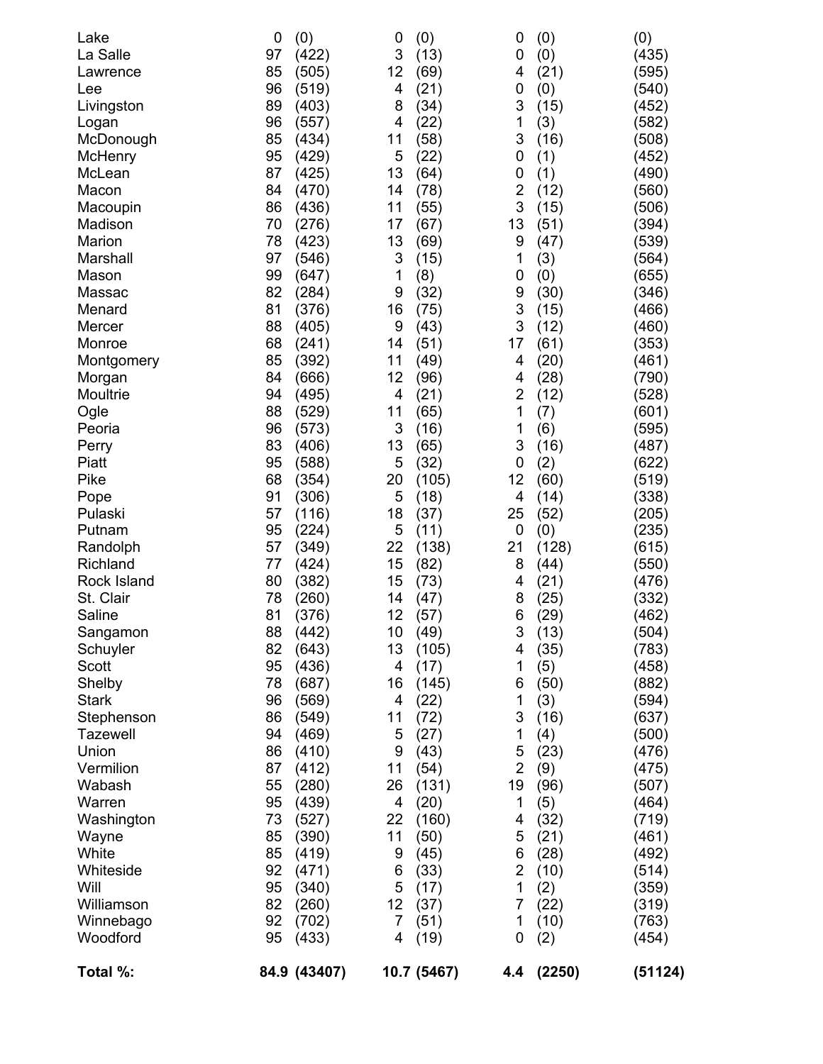| | | | | | | | |
|---|---|---|---|---|---|---|---|
| Lake | 0 | (0) | 0 | (0) | 0 | (0) | (0) |
| La Salle | 97 | (422) | 3 | (13) | 0 | (0) | (435) |
| Lawrence | 85 | (505) | 12 | (69) | 4 | (21) | (595) |
| Lee | 96 | (519) | 4 | (21) | 0 | (0) | (540) |
| Livingston | 89 | (403) | 8 | (34) | 3 | (15) | (452) |
| Logan | 96 | (557) | 4 | (22) | 1 | (3) | (582) |
| McDonough | 85 | (434) | 11 | (58) | 3 | (16) | (508) |
| McHenry | 95 | (429) | 5 | (22) | 0 | (1) | (452) |
| McLean | 87 | (425) | 13 | (64) | 0 | (1) | (490) |
| Macon | 84 | (470) | 14 | (78) | 2 | (12) | (560) |
| Macoupin | 86 | (436) | 11 | (55) | 3 | (15) | (506) |
| Madison | 70 | (276) | 17 | (67) | 13 | (51) | (394) |
| Marion | 78 | (423) | 13 | (69) | 9 | (47) | (539) |
| Marshall | 97 | (546) | 3 | (15) | 1 | (3) | (564) |
| Mason | 99 | (647) | 1 | (8) | 0 | (0) | (655) |
| Massac | 82 | (284) | 9 | (32) | 9 | (30) | (346) |
| Menard | 81 | (376) | 16 | (75) | 3 | (15) | (466) |
| Mercer | 88 | (405) | 9 | (43) | 3 | (12) | (460) |
| Monroe | 68 | (241) | 14 | (51) | 17 | (61) | (353) |
| Montgomery | 85 | (392) | 11 | (49) | 4 | (20) | (461) |
| Morgan | 84 | (666) | 12 | (96) | 4 | (28) | (790) |
| Moultrie | 94 | (495) | 4 | (21) | 2 | (12) | (528) |
| Ogle | 88 | (529) | 11 | (65) | 1 | (7) | (601) |
| Peoria | 96 | (573) | 3 | (16) | 1 | (6) | (595) |
| Perry | 83 | (406) | 13 | (65) | 3 | (16) | (487) |
| Piatt | 95 | (588) | 5 | (32) | 0 | (2) | (622) |
| Pike | 68 | (354) | 20 | (105) | 12 | (60) | (519) |
| Pope | 91 | (306) | 5 | (18) | 4 | (14) | (338) |
| Pulaski | 57 | (116) | 18 | (37) | 25 | (52) | (205) |
| Putnam | 95 | (224) | 5 | (11) | 0 | (0) | (235) |
| Randolph | 57 | (349) | 22 | (138) | 21 | (128) | (615) |
| Richland | 77 | (424) | 15 | (82) | 8 | (44) | (550) |
| Rock Island | 80 | (382) | 15 | (73) | 4 | (21) | (476) |
| St. Clair | 78 | (260) | 14 | (47) | 8 | (25) | (332) |
| Saline | 81 | (376) | 12 | (57) | 6 | (29) | (462) |
| Sangamon | 88 | (442) | 10 | (49) | 3 | (13) | (504) |
| Schuyler | 82 | (643) | 13 | (105) | 4 | (35) | (783) |
| Scott | 95 | (436) | 4 | (17) | 1 | (5) | (458) |
| Shelby | 78 | (687) | 16 | (145) | 6 | (50) | (882) |
| Stark | 96 | (569) | 4 | (22) | 1 | (3) | (594) |
| Stephenson | 86 | (549) | 11 | (72) | 3 | (16) | (637) |
| Tazewell | 94 | (469) | 5 | (27) | 1 | (4) | (500) |
| Union | 86 | (410) | 9 | (43) | 5 | (23) | (476) |
| Vermilion | 87 | (412) | 11 | (54) | 2 | (9) | (475) |
| Wabash | 55 | (280) | 26 | (131) | 19 | (96) | (507) |
| Warren | 95 | (439) | 4 | (20) | 1 | (5) | (464) |
| Washington | 73 | (527) | 22 | (160) | 4 | (32) | (719) |
| Wayne | 85 | (390) | 11 | (50) | 5 | (21) | (461) |
| White | 85 | (419) | 9 | (45) | 6 | (28) | (492) |
| Whiteside | 92 | (471) | 6 | (33) | 2 | (10) | (514) |
| Will | 95 | (340) | 5 | (17) | 1 | (2) | (359) |
| Williamson | 82 | (260) | 12 | (37) | 7 | (22) | (319) |
| Winnebago | 92 | (702) | 7 | (51) | 1 | (10) | (763) |
| Woodford | 95 | (433) | 4 | (19) | 0 | (2) | (454) |
| **Total %:** | **84.9** | **(43407)** | **10.7** | **(5467)** | **4.4** | **(2250)** | **(51124)** |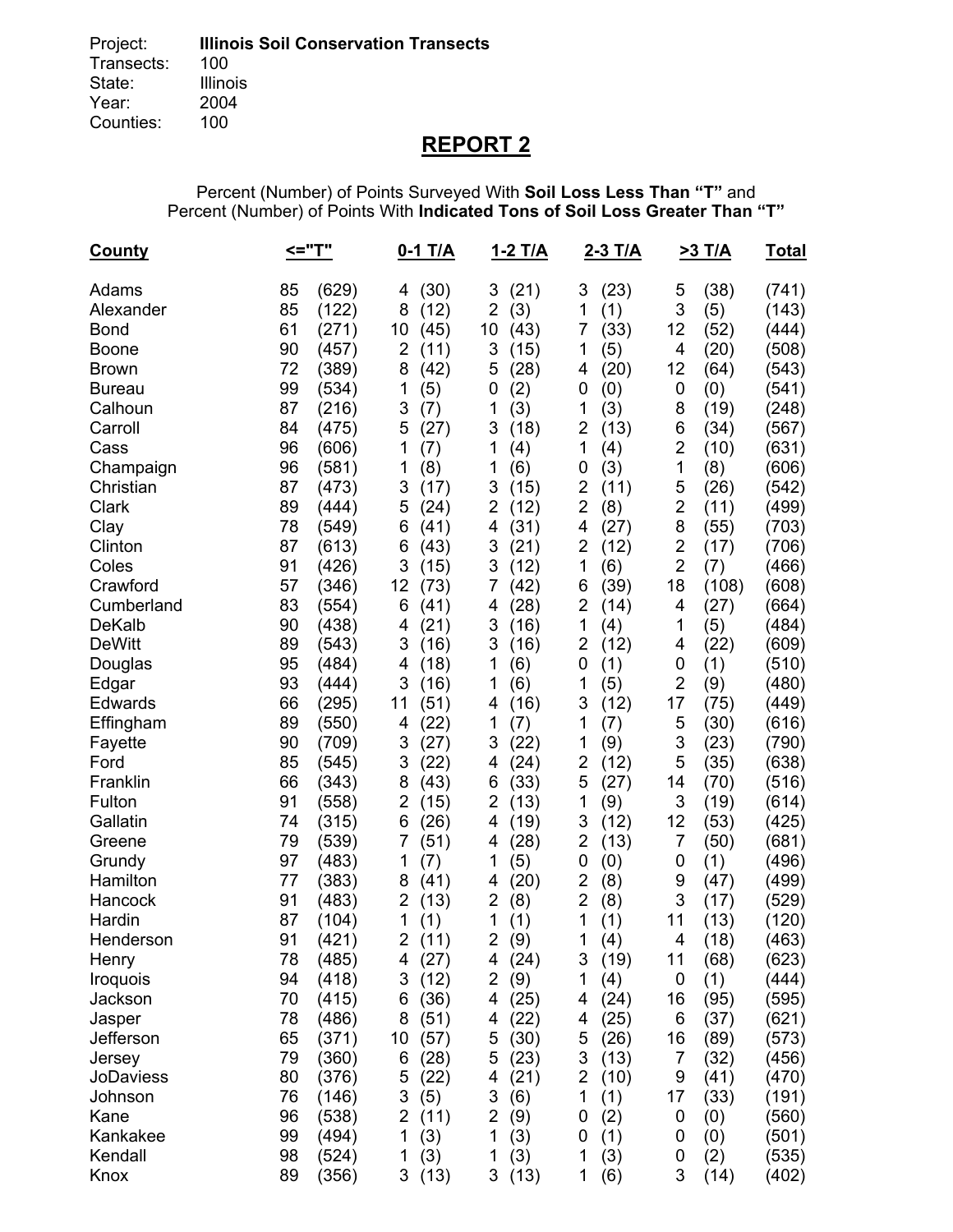Project: **Illinois Soil Conservation Transects**
Transects: 100
State: Illinois
Year: 2004
Counties: 100

## REPORT 2

Percent (Number) of Points Surveyed With **Soil Loss Less Than "T"** and
Percent (Number) of Points With **Indicated Tons of Soil Loss Greater Than "T"**

| County | <="T" | 0-1 T/A | 1-2 T/A | 2-3 T/A | >3 T/A | Total |
|---|---|---|---|---|---|---|
| Adams | 85 (629) | 4 (30) | 3 (21) | 3 (23) | 5 (38) | (741) |
| Alexander | 85 (122) | 8 (12) | 2 (3) | 1 (1) | 3 (5) | (143) |
| Bond | 61 (271) | 10 (45) | 10 (43) | 7 (33) | 12 (52) | (444) |
| Boone | 90 (457) | 2 (11) | 3 (15) | 1 (5) | 4 (20) | (508) |
| Brown | 72 (389) | 8 (42) | 5 (28) | 4 (20) | 12 (64) | (543) |
| Bureau | 99 (534) | 1 (5) | 0 (2) | 0 (0) | 0 (0) | (541) |
| Calhoun | 87 (216) | 3 (7) | 1 (3) | 1 (3) | 8 (19) | (248) |
| Carroll | 84 (475) | 5 (27) | 3 (18) | 2 (13) | 6 (34) | (567) |
| Cass | 96 (606) | 1 (7) | 1 (4) | 1 (4) | 2 (10) | (631) |
| Champaign | 96 (581) | 1 (8) | 1 (6) | 0 (3) | 1 (8) | (606) |
| Christian | 87 (473) | 3 (17) | 3 (15) | 2 (11) | 5 (26) | (542) |
| Clark | 89 (444) | 5 (24) | 2 (12) | 2 (8) | 2 (11) | (499) |
| Clay | 78 (549) | 6 (41) | 4 (31) | 4 (27) | 8 (55) | (703) |
| Clinton | 87 (613) | 6 (43) | 3 (21) | 2 (12) | 2 (17) | (706) |
| Coles | 91 (426) | 3 (15) | 3 (12) | 1 (6) | 2 (7) | (466) |
| Crawford | 57 (346) | 12 (73) | 7 (42) | 6 (39) | 18 (108) | (608) |
| Cumberland | 83 (554) | 6 (41) | 4 (28) | 2 (14) | 4 (27) | (664) |
| DeKalb | 90 (438) | 4 (21) | 3 (16) | 1 (4) | 1 (5) | (484) |
| DeWitt | 89 (543) | 3 (16) | 3 (16) | 2 (12) | 4 (22) | (609) |
| Douglas | 95 (484) | 4 (18) | 1 (6) | 0 (1) | 0 (1) | (510) |
| Edgar | 93 (444) | 3 (16) | 1 (6) | 1 (5) | 2 (9) | (480) |
| Edwards | 66 (295) | 11 (51) | 4 (16) | 3 (12) | 17 (75) | (449) |
| Effingham | 89 (550) | 4 (22) | 1 (7) | 1 (7) | 5 (30) | (616) |
| Fayette | 90 (709) | 3 (27) | 3 (22) | 1 (9) | 3 (23) | (790) |
| Ford | 85 (545) | 3 (22) | 4 (24) | 2 (12) | 5 (35) | (638) |
| Franklin | 66 (343) | 8 (43) | 6 (33) | 5 (27) | 14 (70) | (516) |
| Fulton | 91 (558) | 2 (15) | 2 (13) | 1 (9) | 3 (19) | (614) |
| Gallatin | 74 (315) | 6 (26) | 4 (19) | 3 (12) | 12 (53) | (425) |
| Greene | 79 (539) | 7 (51) | 4 (28) | 2 (13) | 7 (50) | (681) |
| Grundy | 97 (483) | 1 (7) | 1 (5) | 0 (0) | 0 (1) | (496) |
| Hamilton | 77 (383) | 8 (41) | 4 (20) | 2 (8) | 9 (47) | (499) |
| Hancock | 91 (483) | 2 (13) | 2 (8) | 2 (8) | 3 (17) | (529) |
| Hardin | 87 (104) | 1 (1) | 1 (1) | 1 (1) | 11 (13) | (120) |
| Henderson | 91 (421) | 2 (11) | 2 (9) | 1 (4) | 4 (18) | (463) |
| Henry | 78 (485) | 4 (27) | 4 (24) | 3 (19) | 11 (68) | (623) |
| Iroquois | 94 (418) | 3 (12) | 2 (9) | 1 (4) | 0 (1) | (444) |
| Jackson | 70 (415) | 6 (36) | 4 (25) | 4 (24) | 16 (95) | (595) |
| Jasper | 78 (486) | 8 (51) | 4 (22) | 4 (25) | 6 (37) | (621) |
| Jefferson | 65 (371) | 10 (57) | 5 (30) | 5 (26) | 16 (89) | (573) |
| Jersey | 79 (360) | 6 (28) | 5 (23) | 3 (13) | 7 (32) | (456) |
| JoDaviess | 80 (376) | 5 (22) | 4 (21) | 2 (10) | 9 (41) | (470) |
| Johnson | 76 (146) | 3 (5) | 3 (6) | 1 (1) | 17 (33) | (191) |
| Kane | 96 (538) | 2 (11) | 2 (9) | 0 (2) | 0 (0) | (560) |
| Kankakee | 99 (494) | 1 (3) | 1 (3) | 0 (1) | 0 (0) | (501) |
| Kendall | 98 (524) | 1 (3) | 1 (3) | 1 (3) | 0 (2) | (535) |
| Knox | 89 (356) | 3 (13) | 3 (13) | 1 (6) | 3 (14) | (402) |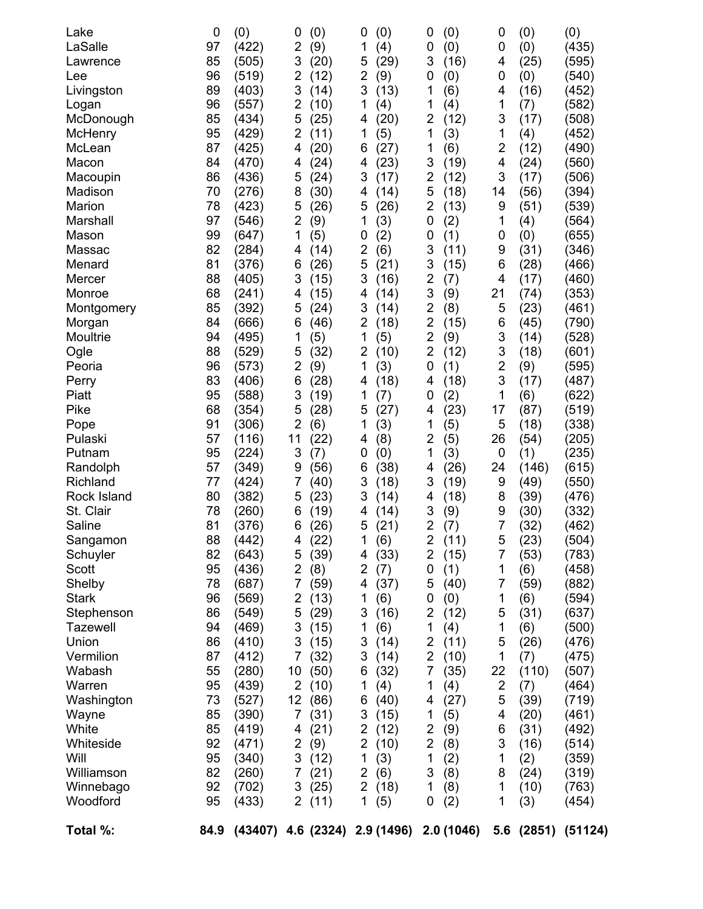| | | | | | | | | | | | |
|---|---|---|---|---|---|---|---|---|---|---|---|
| Lake | 0 | (0) | 0 | (0) | 0 | (0) | 0 | (0) | 0 | (0) | (0) |
| LaSalle | 97 | (422) | 2 | (9) | 1 | (4) | 0 | (0) | 0 | (0) | (435) |
| Lawrence | 85 | (505) | 3 | (20) | 5 | (29) | 3 | (16) | 4 | (25) | (595) |
| Lee | 96 | (519) | 2 | (12) | 2 | (9) | 0 | (0) | 0 | (0) | (540) |
| Livingston | 89 | (403) | 3 | (14) | 3 | (13) | 1 | (6) | 4 | (16) | (452) |
| Logan | 96 | (557) | 2 | (10) | 1 | (4) | 1 | (4) | 1 | (7) | (582) |
| McDonough | 85 | (434) | 5 | (25) | 4 | (20) | 2 | (12) | 3 | (17) | (508) |
| McHenry | 95 | (429) | 2 | (11) | 1 | (5) | 1 | (3) | 1 | (4) | (452) |
| McLean | 87 | (425) | 4 | (20) | 6 | (27) | 1 | (6) | 2 | (12) | (490) |
| Macon | 84 | (470) | 4 | (24) | 4 | (23) | 3 | (19) | 4 | (24) | (560) |
| Macoupin | 86 | (436) | 5 | (24) | 3 | (17) | 2 | (12) | 3 | (17) | (506) |
| Madison | 70 | (276) | 8 | (30) | 4 | (14) | 5 | (18) | 14 | (56) | (394) |
| Marion | 78 | (423) | 5 | (26) | 5 | (26) | 2 | (13) | 9 | (51) | (539) |
| Marshall | 97 | (546) | 2 | (9) | 1 | (3) | 0 | (2) | 1 | (4) | (564) |
| Mason | 99 | (647) | 1 | (5) | 0 | (2) | 0 | (1) | 0 | (0) | (655) |
| Massac | 82 | (284) | 4 | (14) | 2 | (6) | 3 | (11) | 9 | (31) | (346) |
| Menard | 81 | (376) | 6 | (26) | 5 | (21) | 3 | (15) | 6 | (28) | (466) |
| Mercer | 88 | (405) | 3 | (15) | 3 | (16) | 2 | (7) | 4 | (17) | (460) |
| Monroe | 68 | (241) | 4 | (15) | 4 | (14) | 3 | (9) | 21 | (74) | (353) |
| Montgomery | 85 | (392) | 5 | (24) | 3 | (14) | 2 | (8) | 5 | (23) | (461) |
| Morgan | 84 | (666) | 6 | (46) | 2 | (18) | 2 | (15) | 6 | (45) | (790) |
| Moultrie | 94 | (495) | 1 | (5) | 1 | (5) | 2 | (9) | 3 | (14) | (528) |
| Ogle | 88 | (529) | 5 | (32) | 2 | (10) | 2 | (12) | 3 | (18) | (601) |
| Peoria | 96 | (573) | 2 | (9) | 1 | (3) | 0 | (1) | 2 | (9) | (595) |
| Perry | 83 | (406) | 6 | (28) | 4 | (18) | 4 | (18) | 3 | (17) | (487) |
| Piatt | 95 | (588) | 3 | (19) | 1 | (7) | 0 | (2) | 1 | (6) | (622) |
| Pike | 68 | (354) | 5 | (28) | 5 | (27) | 4 | (23) | 17 | (87) | (519) |
| Pope | 91 | (306) | 2 | (6) | 1 | (3) | 1 | (5) | 5 | (18) | (338) |
| Pulaski | 57 | (116) | 11 | (22) | 4 | (8) | 2 | (5) | 26 | (54) | (205) |
| Putnam | 95 | (224) | 3 | (7) | 0 | (0) | 1 | (3) | 0 | (1) | (235) |
| Randolph | 57 | (349) | 9 | (56) | 6 | (38) | 4 | (26) | 24 | (146) | (615) |
| Richland | 77 | (424) | 7 | (40) | 3 | (18) | 3 | (19) | 9 | (49) | (550) |
| Rock Island | 80 | (382) | 5 | (23) | 3 | (14) | 4 | (18) | 8 | (39) | (476) |
| St. Clair | 78 | (260) | 6 | (19) | 4 | (14) | 3 | (9) | 9 | (30) | (332) |
| Saline | 81 | (376) | 6 | (26) | 5 | (21) | 2 | (7) | 7 | (32) | (462) |
| Sangamon | 88 | (442) | 4 | (22) | 1 | (6) | 2 | (11) | 5 | (23) | (504) |
| Schuyler | 82 | (643) | 5 | (39) | 4 | (33) | 2 | (15) | 7 | (53) | (783) |
| Scott | 95 | (436) | 2 | (8) | 2 | (7) | 0 | (1) | 1 | (6) | (458) |
| Shelby | 78 | (687) | 7 | (59) | 4 | (37) | 5 | (40) | 7 | (59) | (882) |
| Stark | 96 | (569) | 2 | (13) | 1 | (6) | 0 | (0) | 1 | (6) | (594) |
| Stephenson | 86 | (549) | 5 | (29) | 3 | (16) | 2 | (12) | 5 | (31) | (637) |
| Tazewell | 94 | (469) | 3 | (15) | 1 | (6) | 1 | (4) | 1 | (6) | (500) |
| Union | 86 | (410) | 3 | (15) | 3 | (14) | 2 | (11) | 5 | (26) | (476) |
| Vermilion | 87 | (412) | 7 | (32) | 3 | (14) | 2 | (10) | 1 | (7) | (475) |
| Wabash | 55 | (280) | 10 | (50) | 6 | (32) | 7 | (35) | 22 | (110) | (507) |
| Warren | 95 | (439) | 2 | (10) | 1 | (4) | 1 | (4) | 2 | (7) | (464) |
| Washington | 73 | (527) | 12 | (86) | 6 | (40) | 4 | (27) | 5 | (39) | (719) |
| Wayne | 85 | (390) | 7 | (31) | 3 | (15) | 1 | (5) | 4 | (20) | (461) |
| White | 85 | (419) | 4 | (21) | 2 | (12) | 2 | (9) | 6 | (31) | (492) |
| Whiteside | 92 | (471) | 2 | (9) | 2 | (10) | 2 | (8) | 3 | (16) | (514) |
| Will | 95 | (340) | 3 | (12) | 1 | (3) | 1 | (2) | 1 | (2) | (359) |
| Williamson | 82 | (260) | 7 | (21) | 2 | (6) | 3 | (8) | 8 | (24) | (319) |
| Winnebago | 92 | (702) | 3 | (25) | 2 | (18) | 1 | (8) | 1 | (10) | (763) |
| Woodford | 95 | (433) | 2 | (11) | 1 | (5) | 0 | (2) | 1 | (3) | (454) |
| **Total %:** | **84.9** | **(43407)** | **4.6** | **(2324)** | **2.9** | **(1496)** | **2.0** | **(1046)** | **5.6** | **(2851)** | **(51124)** |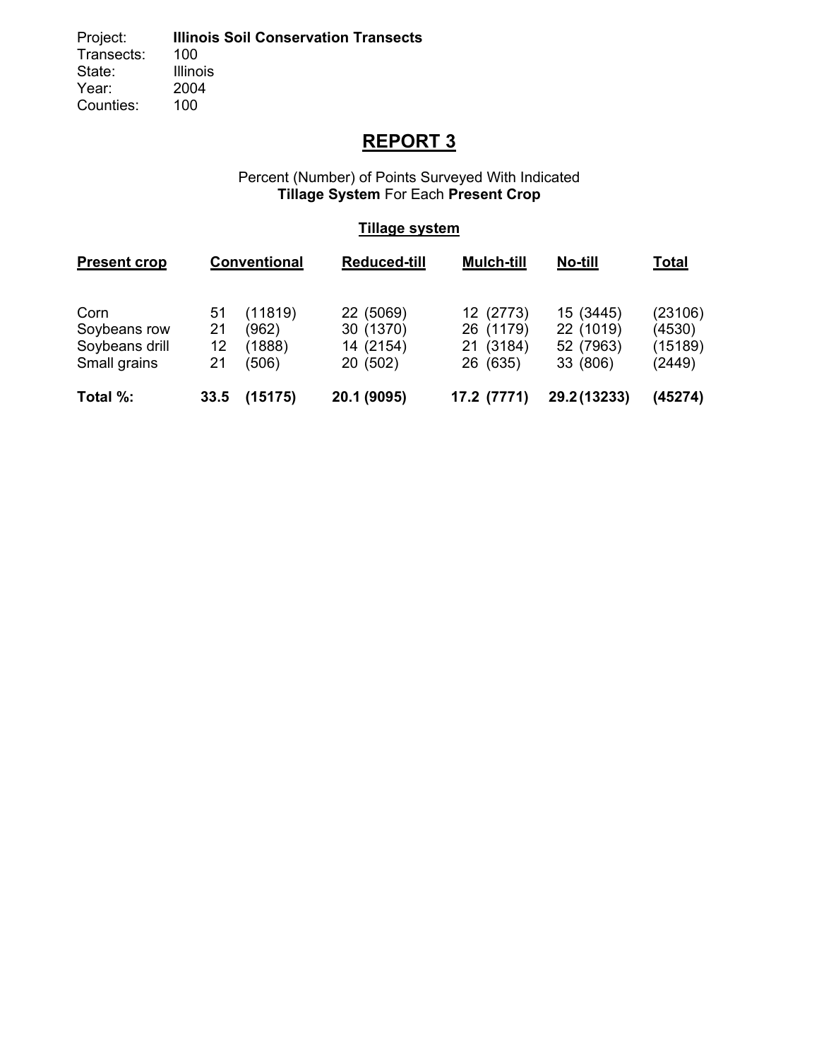Project: **Illinois Soil Conservation Transects**
Transects: 100
State: Illinois
Year: 2004
Counties: 100

# REPORT 3

Percent (Number) of Points Surveyed With Indicated **Tillage System** For Each **Present Crop**

**Tillage system**

| Present crop | Conventional | | Reduced-till | Mulch-till | No-till | Total |
|---|---|---|---|---|---|---|
| Corn | 51 | (11819) | 22 (5069) | 12 (2773) | 15 (3445) | (23106) |
| Soybeans row | 21 | (962) | 30 (1370) | 26 (1179) | 22 (1019) | (4530) |
| Soybeans drill | 12 | (1888) | 14 (2154) | 21 (3184) | 52 (7963) | (15189) |
| Small grains | 21 | (506) | 20 (502) | 26 (635) | 33 (806) | (2449) |
| **Total %:** | **33.5** | **(15175)** | **20.1 (9095)** | **17.2 (7771)** | **29.2 (13233)** | **(45274)** |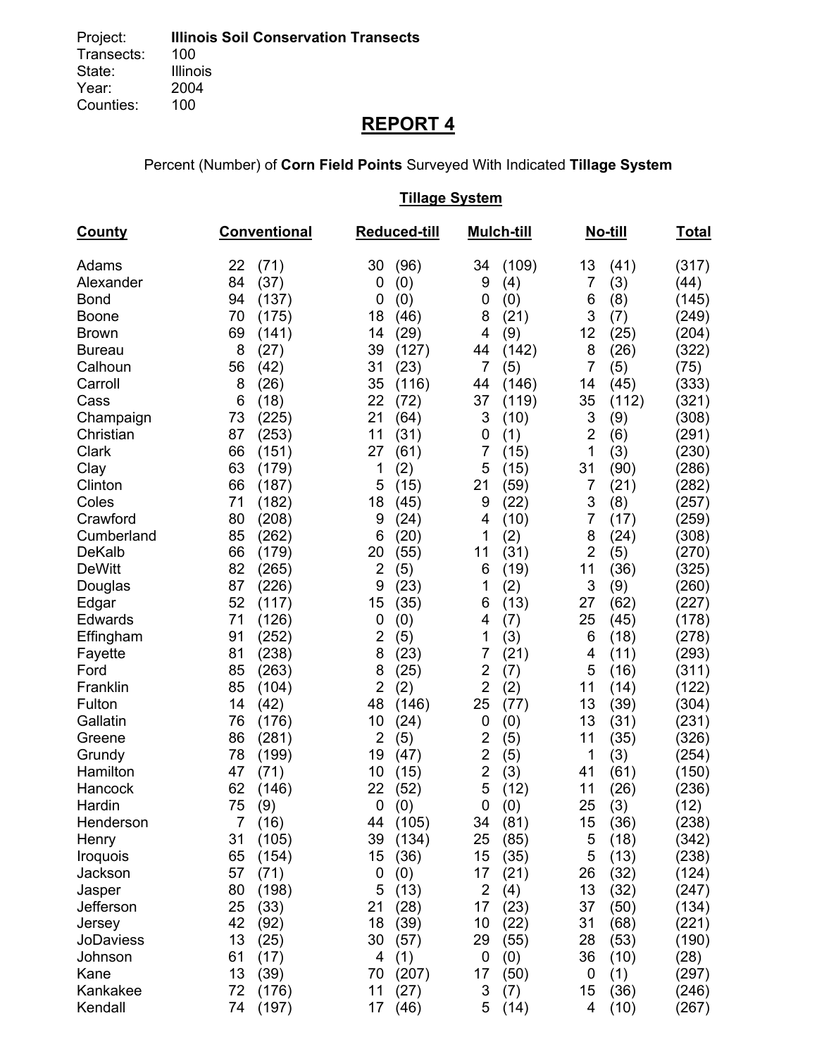Project: **Illinois Soil Conservation Transects**
Transects: 100
State: Illinois
Year: 2004
Counties: 100

# REPORT 4

Percent (Number) of **Corn Field Points** Surveyed With Indicated **Tillage System**

| County | Conventional | Reduced-till | Mulch-till | No-till | Total |
|---|---|---|---|---|---|
| | **Tillage System** | | | | |
| Adams | 22 (71) | 30 (96) | 34 (109) | 13 (41) | (317) |
| Alexander | 84 (37) | 0 (0) | 9 (4) | 7 (3) | (44) |
| Bond | 94 (137) | 0 (0) | 0 (0) | 6 (8) | (145) |
| Boone | 70 (175) | 18 (46) | 8 (21) | 3 (7) | (249) |
| Brown | 69 (141) | 14 (29) | 4 (9) | 12 (25) | (204) |
| Bureau | 8 (27) | 39 (127) | 44 (142) | 8 (26) | (322) |
| Calhoun | 56 (42) | 31 (23) | 7 (5) | 7 (5) | (75) |
| Carroll | 8 (26) | 35 (116) | 44 (146) | 14 (45) | (333) |
| Cass | 6 (18) | 22 (72) | 37 (119) | 35 (112) | (321) |
| Champaign | 73 (225) | 21 (64) | 3 (10) | 3 (9) | (308) |
| Christian | 87 (253) | 11 (31) | 0 (1) | 2 (6) | (291) |
| Clark | 66 (151) | 27 (61) | 7 (15) | 1 (3) | (230) |
| Clay | 63 (179) | 1 (2) | 5 (15) | 31 (90) | (286) |
| Clinton | 66 (187) | 5 (15) | 21 (59) | 7 (21) | (282) |
| Coles | 71 (182) | 18 (45) | 9 (22) | 3 (8) | (257) |
| Crawford | 80 (208) | 9 (24) | 4 (10) | 7 (17) | (259) |
| Cumberland | 85 (262) | 6 (20) | 1 (2) | 8 (24) | (308) |
| DeKalb | 66 (179) | 20 (55) | 11 (31) | 2 (5) | (270) |
| DeWitt | 82 (265) | 2 (5) | 6 (19) | 11 (36) | (325) |
| Douglas | 87 (226) | 9 (23) | 1 (2) | 3 (9) | (260) |
| Edgar | 52 (117) | 15 (35) | 6 (13) | 27 (62) | (227) |
| Edwards | 71 (126) | 0 (0) | 4 (7) | 25 (45) | (178) |
| Effingham | 91 (252) | 2 (5) | 1 (3) | 6 (18) | (278) |
| Fayette | 81 (238) | 8 (23) | 7 (21) | 4 (11) | (293) |
| Ford | 85 (263) | 8 (25) | 2 (7) | 5 (16) | (311) |
| Franklin | 85 (104) | 2 (2) | 2 (2) | 11 (14) | (122) |
| Fulton | 14 (42) | 48 (146) | 25 (77) | 13 (39) | (304) |
| Gallatin | 76 (176) | 10 (24) | 0 (0) | 13 (31) | (231) |
| Greene | 86 (281) | 2 (5) | 2 (5) | 11 (35) | (326) |
| Grundy | 78 (199) | 19 (47) | 2 (5) | 1 (3) | (254) |
| Hamilton | 47 (71) | 10 (15) | 2 (3) | 41 (61) | (150) |
| Hancock | 62 (146) | 22 (52) | 5 (12) | 11 (26) | (236) |
| Hardin | 75 (9) | 0 (0) | 0 (0) | 25 (3) | (12) |
| Henderson | 7 (16) | 44 (105) | 34 (81) | 15 (36) | (238) |
| Henry | 31 (105) | 39 (134) | 25 (85) | 5 (18) | (342) |
| Iroquois | 65 (154) | 15 (36) | 15 (35) | 5 (13) | (238) |
| Jackson | 57 (71) | 0 (0) | 17 (21) | 26 (32) | (124) |
| Jasper | 80 (198) | 5 (13) | 2 (4) | 13 (32) | (247) |
| Jefferson | 25 (33) | 21 (28) | 17 (23) | 37 (50) | (134) |
| Jersey | 42 (92) | 18 (39) | 10 (22) | 31 (68) | (221) |
| JoDaviess | 13 (25) | 30 (57) | 29 (55) | 28 (53) | (190) |
| Johnson | 61 (17) | 4 (1) | 0 (0) | 36 (10) | (28) |
| Kane | 13 (39) | 70 (207) | 17 (50) | 0 (1) | (297) |
| Kankakee | 72 (176) | 11 (27) | 3 (7) | 15 (36) | (246) |
| Kendall | 74 (197) | 17 (46) | 5 (14) | 4 (10) | (267) |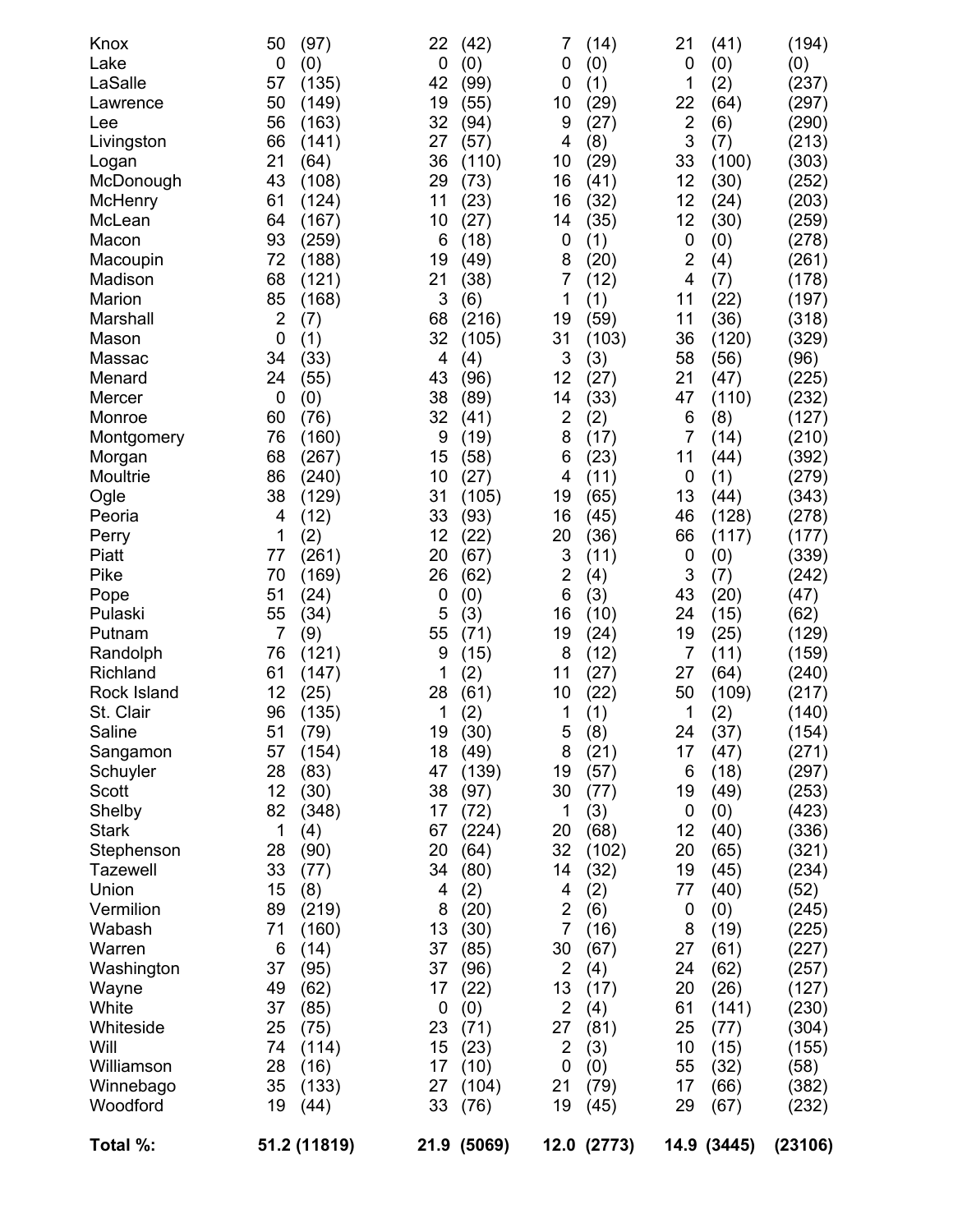| | | | | | | | | | |
|---|---|---|---|---|---|---|---|---|---|
| Knox | 50 | (97) | 22 | (42) | 7 | (14) | 21 | (41) | (194) |
| Lake | 0 | (0) | 0 | (0) | 0 | (0) | 0 | (0) | (0) |
| LaSalle | 57 | (135) | 42 | (99) | 0 | (1) | 1 | (2) | (237) |
| Lawrence | 50 | (149) | 19 | (55) | 10 | (29) | 22 | (64) | (297) |
| Lee | 56 | (163) | 32 | (94) | 9 | (27) | 2 | (6) | (290) |
| Livingston | 66 | (141) | 27 | (57) | 4 | (8) | 3 | (7) | (213) |
| Logan | 21 | (64) | 36 | (110) | 10 | (29) | 33 | (100) | (303) |
| McDonough | 43 | (108) | 29 | (73) | 16 | (41) | 12 | (30) | (252) |
| McHenry | 61 | (124) | 11 | (23) | 16 | (32) | 12 | (24) | (203) |
| McLean | 64 | (167) | 10 | (27) | 14 | (35) | 12 | (30) | (259) |
| Macon | 93 | (259) | 6 | (18) | 0 | (1) | 0 | (0) | (278) |
| Macoupin | 72 | (188) | 19 | (49) | 8 | (20) | 2 | (4) | (261) |
| Madison | 68 | (121) | 21 | (38) | 7 | (12) | 4 | (7) | (178) |
| Marion | 85 | (168) | 3 | (6) | 1 | (1) | 11 | (22) | (197) |
| Marshall | 2 | (7) | 68 | (216) | 19 | (59) | 11 | (36) | (318) |
| Mason | 0 | (1) | 32 | (105) | 31 | (103) | 36 | (120) | (329) |
| Massac | 34 | (33) | 4 | (4) | 3 | (3) | 58 | (56) | (96) |
| Menard | 24 | (55) | 43 | (96) | 12 | (27) | 21 | (47) | (225) |
| Mercer | 0 | (0) | 38 | (89) | 14 | (33) | 47 | (110) | (232) |
| Monroe | 60 | (76) | 32 | (41) | 2 | (2) | 6 | (8) | (127) |
| Montgomery | 76 | (160) | 9 | (19) | 8 | (17) | 7 | (14) | (210) |
| Morgan | 68 | (267) | 15 | (58) | 6 | (23) | 11 | (44) | (392) |
| Moultrie | 86 | (240) | 10 | (27) | 4 | (11) | 0 | (1) | (279) |
| Ogle | 38 | (129) | 31 | (105) | 19 | (65) | 13 | (44) | (343) |
| Peoria | 4 | (12) | 33 | (93) | 16 | (45) | 46 | (128) | (278) |
| Perry | 1 | (2) | 12 | (22) | 20 | (36) | 66 | (117) | (177) |
| Piatt | 77 | (261) | 20 | (67) | 3 | (11) | 0 | (0) | (339) |
| Pike | 70 | (169) | 26 | (62) | 2 | (4) | 3 | (7) | (242) |
| Pope | 51 | (24) | 0 | (0) | 6 | (3) | 43 | (20) | (47) |
| Pulaski | 55 | (34) | 5 | (3) | 16 | (10) | 24 | (15) | (62) |
| Putnam | 7 | (9) | 55 | (71) | 19 | (24) | 19 | (25) | (129) |
| Randolph | 76 | (121) | 9 | (15) | 8 | (12) | 7 | (11) | (159) |
| Richland | 61 | (147) | 1 | (2) | 11 | (27) | 27 | (64) | (240) |
| Rock Island | 12 | (25) | 28 | (61) | 10 | (22) | 50 | (109) | (217) |
| St. Clair | 96 | (135) | 1 | (2) | 1 | (1) | 1 | (2) | (140) |
| Saline | 51 | (79) | 19 | (30) | 5 | (8) | 24 | (37) | (154) |
| Sangamon | 57 | (154) | 18 | (49) | 8 | (21) | 17 | (47) | (271) |
| Schuyler | 28 | (83) | 47 | (139) | 19 | (57) | 6 | (18) | (297) |
| Scott | 12 | (30) | 38 | (97) | 30 | (77) | 19 | (49) | (253) |
| Shelby | 82 | (348) | 17 | (72) | 1 | (3) | 0 | (0) | (423) |
| Stark | 1 | (4) | 67 | (224) | 20 | (68) | 12 | (40) | (336) |
| Stephenson | 28 | (90) | 20 | (64) | 32 | (102) | 20 | (65) | (321) |
| Tazewell | 33 | (77) | 34 | (80) | 14 | (32) | 19 | (45) | (234) |
| Union | 15 | (8) | 4 | (2) | 4 | (2) | 77 | (40) | (52) |
| Vermilion | 89 | (219) | 8 | (20) | 2 | (6) | 0 | (0) | (245) |
| Wabash | 71 | (160) | 13 | (30) | 7 | (16) | 8 | (19) | (225) |
| Warren | 6 | (14) | 37 | (85) | 30 | (67) | 27 | (61) | (227) |
| Washington | 37 | (95) | 37 | (96) | 2 | (4) | 24 | (62) | (257) |
| Wayne | 49 | (62) | 17 | (22) | 13 | (17) | 20 | (26) | (127) |
| White | 37 | (85) | 0 | (0) | 2 | (4) | 61 | (141) | (230) |
| Whiteside | 25 | (75) | 23 | (71) | 27 | (81) | 25 | (77) | (304) |
| Will | 74 | (114) | 15 | (23) | 2 | (3) | 10 | (15) | (155) |
| Williamson | 28 | (16) | 17 | (10) | 0 | (0) | 55 | (32) | (58) |
| Winnebago | 35 | (133) | 27 | (104) | 21 | (79) | 17 | (66) | (382) |
| Woodford | 19 | (44) | 33 | (76) | 19 | (45) | 29 | (67) | (232) |
| **Total %:** | **51.2** | **(11819)** | **21.9** | **(5069)** | **12.0** | **(2773)** | **14.9** | **(3445)** | **(23106)** |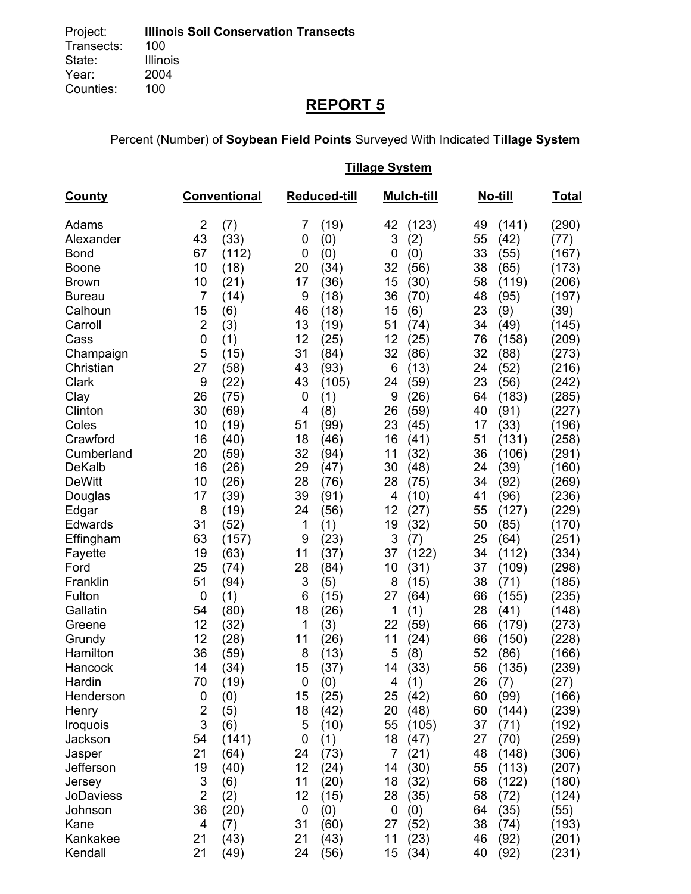Project: **Illinois Soil Conservation Transects**
Transects: 100
State: Illinois
Year: 2004
Counties: 100

# REPORT 5

Percent (Number) of **Soybean Field Points** Surveyed With Indicated **Tillage System**

| County | Conventional | | Reduced-till | | Mulch-till | | No-till | | Total |
|---|---|---|---|---|---|---|---|---|---|
| Adams | 2 | (7) | 7 | (19) | 42 | (123) | 49 | (141) | (290) |
| Alexander | 43 | (33) | 0 | (0) | 3 | (2) | 55 | (42) | (77) |
| Bond | 67 | (112) | 0 | (0) | 0 | (0) | 33 | (55) | (167) |
| Boone | 10 | (18) | 20 | (34) | 32 | (56) | 38 | (65) | (173) |
| Brown | 10 | (21) | 17 | (36) | 15 | (30) | 58 | (119) | (206) |
| Bureau | 7 | (14) | 9 | (18) | 36 | (70) | 48 | (95) | (197) |
| Calhoun | 15 | (6) | 46 | (18) | 15 | (6) | 23 | (9) | (39) |
| Carroll | 2 | (3) | 13 | (19) | 51 | (74) | 34 | (49) | (145) |
| Cass | 0 | (1) | 12 | (25) | 12 | (25) | 76 | (158) | (209) |
| Champaign | 5 | (15) | 31 | (84) | 32 | (86) | 32 | (88) | (273) |
| Christian | 27 | (58) | 43 | (93) | 6 | (13) | 24 | (52) | (216) |
| Clark | 9 | (22) | 43 | (105) | 24 | (59) | 23 | (56) | (242) |
| Clay | 26 | (75) | 0 | (1) | 9 | (26) | 64 | (183) | (285) |
| Clinton | 30 | (69) | 4 | (8) | 26 | (59) | 40 | (91) | (227) |
| Coles | 10 | (19) | 51 | (99) | 23 | (45) | 17 | (33) | (196) |
| Crawford | 16 | (40) | 18 | (46) | 16 | (41) | 51 | (131) | (258) |
| Cumberland | 20 | (59) | 32 | (94) | 11 | (32) | 36 | (106) | (291) |
| DeKalb | 16 | (26) | 29 | (47) | 30 | (48) | 24 | (39) | (160) |
| DeWitt | 10 | (26) | 28 | (76) | 28 | (75) | 34 | (92) | (269) |
| Douglas | 17 | (39) | 39 | (91) | 4 | (10) | 41 | (96) | (236) |
| Edgar | 8 | (19) | 24 | (56) | 12 | (27) | 55 | (127) | (229) |
| Edwards | 31 | (52) | 1 | (1) | 19 | (32) | 50 | (85) | (170) |
| Effingham | 63 | (157) | 9 | (23) | 3 | (7) | 25 | (64) | (251) |
| Fayette | 19 | (63) | 11 | (37) | 37 | (122) | 34 | (112) | (334) |
| Ford | 25 | (74) | 28 | (84) | 10 | (31) | 37 | (109) | (298) |
| Franklin | 51 | (94) | 3 | (5) | 8 | (15) | 38 | (71) | (185) |
| Fulton | 0 | (1) | 6 | (15) | 27 | (64) | 66 | (155) | (235) |
| Gallatin | 54 | (80) | 18 | (26) | 1 | (1) | 28 | (41) | (148) |
| Greene | 12 | (32) | 1 | (3) | 22 | (59) | 66 | (179) | (273) |
| Grundy | 12 | (28) | 11 | (26) | 11 | (24) | 66 | (150) | (228) |
| Hamilton | 36 | (59) | 8 | (13) | 5 | (8) | 52 | (86) | (166) |
| Hancock | 14 | (34) | 15 | (37) | 14 | (33) | 56 | (135) | (239) |
| Hardin | 70 | (19) | 0 | (0) | 4 | (1) | 26 | (7) | (27) |
| Henderson | 0 | (0) | 15 | (25) | 25 | (42) | 60 | (99) | (166) |
| Henry | 2 | (5) | 18 | (42) | 20 | (48) | 60 | (144) | (239) |
| Iroquois | 3 | (6) | 5 | (10) | 55 | (105) | 37 | (71) | (192) |
| Jackson | 54 | (141) | 0 | (1) | 18 | (47) | 27 | (70) | (259) |
| Jasper | 21 | (64) | 24 | (73) | 7 | (21) | 48 | (148) | (306) |
| Jefferson | 19 | (40) | 12 | (24) | 14 | (30) | 55 | (113) | (207) |
| Jersey | 3 | (6) | 11 | (20) | 18 | (32) | 68 | (122) | (180) |
| JoDaviess | 2 | (2) | 12 | (15) | 28 | (35) | 58 | (72) | (124) |
| Johnson | 36 | (20) | 0 | (0) | 0 | (0) | 64 | (35) | (55) |
| Kane | 4 | (7) | 31 | (60) | 27 | (52) | 38 | (74) | (193) |
| Kankakee | 21 | (43) | 21 | (43) | 11 | (23) | 46 | (92) | (201) |
| Kendall | 21 | (49) | 24 | (56) | 15 | (34) | 40 | (92) | (231) |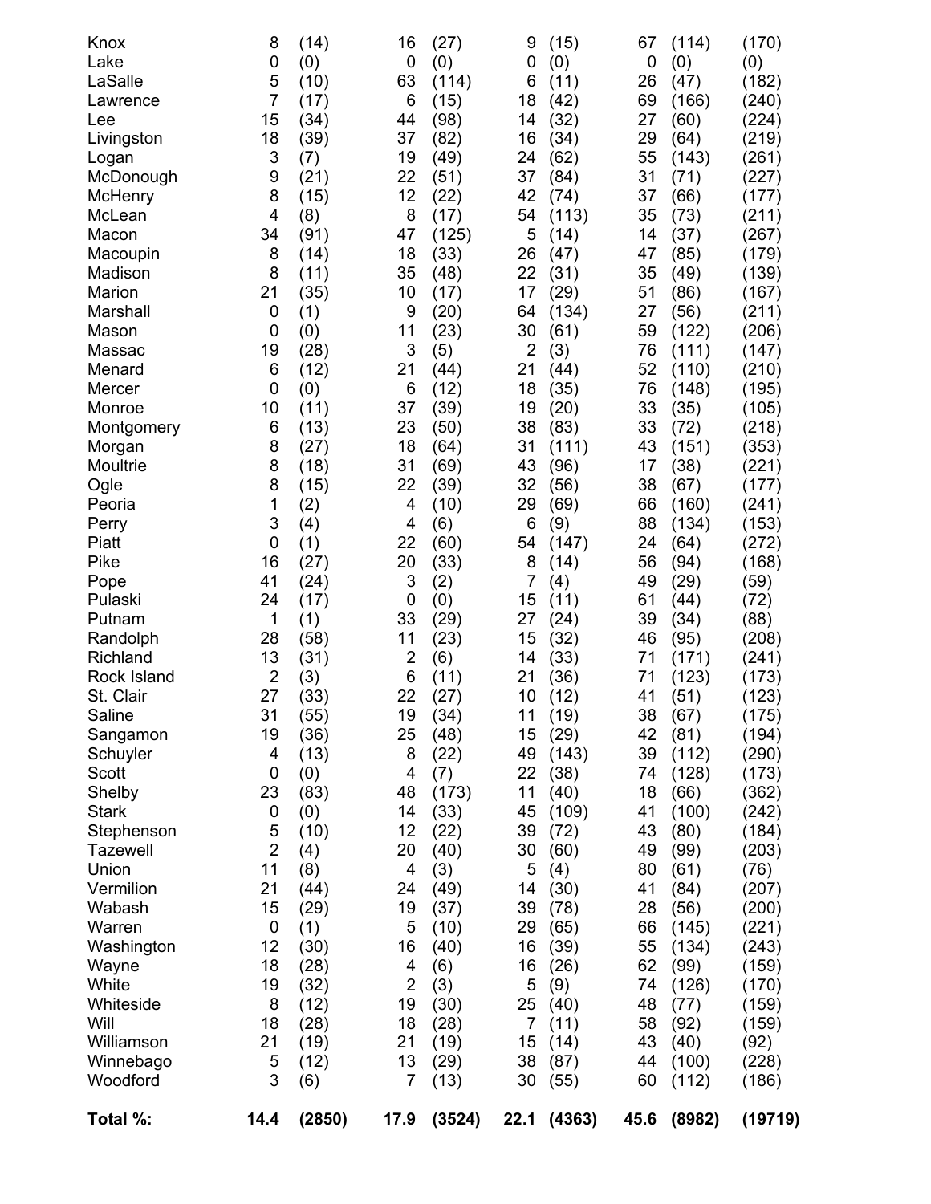| | | | | | | | | | |
|---|---|---|---|---|---|---|---|---|---|
| Knox | 8 | (14) | 16 | (27) | 9 | (15) | 67 | (114) | (170) |
| Lake | 0 | (0) | 0 | (0) | 0 | (0) | 0 | (0) | (0) |
| LaSalle | 5 | (10) | 63 | (114) | 6 | (11) | 26 | (47) | (182) |
| Lawrence | 7 | (17) | 6 | (15) | 18 | (42) | 69 | (166) | (240) |
| Lee | 15 | (34) | 44 | (98) | 14 | (32) | 27 | (60) | (224) |
| Livingston | 18 | (39) | 37 | (82) | 16 | (34) | 29 | (64) | (219) |
| Logan | 3 | (7) | 19 | (49) | 24 | (62) | 55 | (143) | (261) |
| McDonough | 9 | (21) | 22 | (51) | 37 | (84) | 31 | (71) | (227) |
| McHenry | 8 | (15) | 12 | (22) | 42 | (74) | 37 | (66) | (177) |
| McLean | 4 | (8) | 8 | (17) | 54 | (113) | 35 | (73) | (211) |
| Macon | 34 | (91) | 47 | (125) | 5 | (14) | 14 | (37) | (267) |
| Macoupin | 8 | (14) | 18 | (33) | 26 | (47) | 47 | (85) | (179) |
| Madison | 8 | (11) | 35 | (48) | 22 | (31) | 35 | (49) | (139) |
| Marion | 21 | (35) | 10 | (17) | 17 | (29) | 51 | (86) | (167) |
| Marshall | 0 | (1) | 9 | (20) | 64 | (134) | 27 | (56) | (211) |
| Mason | 0 | (0) | 11 | (23) | 30 | (61) | 59 | (122) | (206) |
| Massac | 19 | (28) | 3 | (5) | 2 | (3) | 76 | (111) | (147) |
| Menard | 6 | (12) | 21 | (44) | 21 | (44) | 52 | (110) | (210) |
| Mercer | 0 | (0) | 6 | (12) | 18 | (35) | 76 | (148) | (195) |
| Monroe | 10 | (11) | 37 | (39) | 19 | (20) | 33 | (35) | (105) |
| Montgomery | 6 | (13) | 23 | (50) | 38 | (83) | 33 | (72) | (218) |
| Morgan | 8 | (27) | 18 | (64) | 31 | (111) | 43 | (151) | (353) |
| Moultrie | 8 | (18) | 31 | (69) | 43 | (96) | 17 | (38) | (221) |
| Ogle | 8 | (15) | 22 | (39) | 32 | (56) | 38 | (67) | (177) |
| Peoria | 1 | (2) | 4 | (10) | 29 | (69) | 66 | (160) | (241) |
| Perry | 3 | (4) | 4 | (6) | 6 | (9) | 88 | (134) | (153) |
| Piatt | 0 | (1) | 22 | (60) | 54 | (147) | 24 | (64) | (272) |
| Pike | 16 | (27) | 20 | (33) | 8 | (14) | 56 | (94) | (168) |
| Pope | 41 | (24) | 3 | (2) | 7 | (4) | 49 | (29) | (59) |
| Pulaski | 24 | (17) | 0 | (0) | 15 | (11) | 61 | (44) | (72) |
| Putnam | 1 | (1) | 33 | (29) | 27 | (24) | 39 | (34) | (88) |
| Randolph | 28 | (58) | 11 | (23) | 15 | (32) | 46 | (95) | (208) |
| Richland | 13 | (31) | 2 | (6) | 14 | (33) | 71 | (171) | (241) |
| Rock Island | 2 | (3) | 6 | (11) | 21 | (36) | 71 | (123) | (173) |
| St. Clair | 27 | (33) | 22 | (27) | 10 | (12) | 41 | (51) | (123) |
| Saline | 31 | (55) | 19 | (34) | 11 | (19) | 38 | (67) | (175) |
| Sangamon | 19 | (36) | 25 | (48) | 15 | (29) | 42 | (81) | (194) |
| Schuyler | 4 | (13) | 8 | (22) | 49 | (143) | 39 | (112) | (290) |
| Scott | 0 | (0) | 4 | (7) | 22 | (38) | 74 | (128) | (173) |
| Shelby | 23 | (83) | 48 | (173) | 11 | (40) | 18 | (66) | (362) |
| Stark | 0 | (0) | 14 | (33) | 45 | (109) | 41 | (100) | (242) |
| Stephenson | 5 | (10) | 12 | (22) | 39 | (72) | 43 | (80) | (184) |
| Tazewell | 2 | (4) | 20 | (40) | 30 | (60) | 49 | (99) | (203) |
| Union | 11 | (8) | 4 | (3) | 5 | (4) | 80 | (61) | (76) |
| Vermilion | 21 | (44) | 24 | (49) | 14 | (30) | 41 | (84) | (207) |
| Wabash | 15 | (29) | 19 | (37) | 39 | (78) | 28 | (56) | (200) |
| Warren | 0 | (1) | 5 | (10) | 29 | (65) | 66 | (145) | (221) |
| Washington | 12 | (30) | 16 | (40) | 16 | (39) | 55 | (134) | (243) |
| Wayne | 18 | (28) | 4 | (6) | 16 | (26) | 62 | (99) | (159) |
| White | 19 | (32) | 2 | (3) | 5 | (9) | 74 | (126) | (170) |
| Whiteside | 8 | (12) | 19 | (30) | 25 | (40) | 48 | (77) | (159) |
| Will | 18 | (28) | 18 | (28) | 7 | (11) | 58 | (92) | (159) |
| Williamson | 21 | (19) | 21 | (19) | 15 | (14) | 43 | (40) | (92) |
| Winnebago | 5 | (12) | 13 | (29) | 38 | (87) | 44 | (100) | (228) |
| Woodford | 3 | (6) | 7 | (13) | 30 | (55) | 60 | (112) | (186) |
| **Total %:** | **14.4** | **(2850)** | **17.9** | **(3524)** | **22.1** | **(4363)** | **45.6** | **(8982)** | **(19719)** |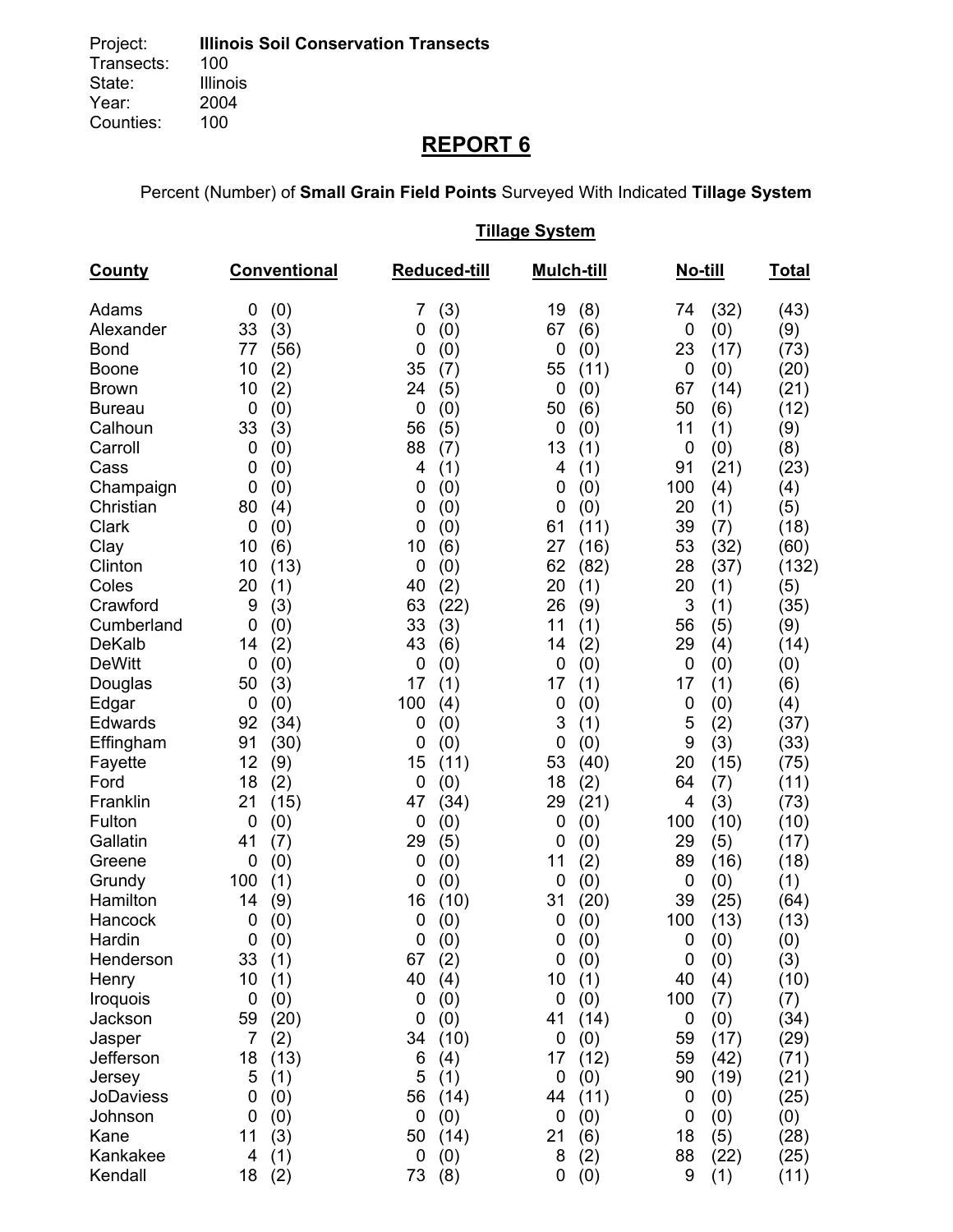Project: **Illinois Soil Conservation Transects**
Transects: 100
State: Illinois
Year: 2004
Counties: 100

# REPORT 6

Percent (Number) of **Small Grain Field Points** Surveyed With Indicated **Tillage System**

| County | Conventional | Reduced-till | Mulch-till | No-till | Total |
|---|---|---|---|---|---|
| Adams | 0 (0) | 7 (3) | 19 (8) | 74 (32) | (43) |
| Alexander | 33 (3) | 0 (0) | 67 (6) | 0 (0) | (9) |
| Bond | 77 (56) | 0 (0) | 0 (0) | 23 (17) | (73) |
| Boone | 10 (2) | 35 (7) | 55 (11) | 0 (0) | (20) |
| Brown | 10 (2) | 24 (5) | 0 (0) | 67 (14) | (21) |
| Bureau | 0 (0) | 0 (0) | 50 (6) | 50 (6) | (12) |
| Calhoun | 33 (3) | 56 (5) | 0 (0) | 11 (1) | (9) |
| Carroll | 0 (0) | 88 (7) | 13 (1) | 0 (0) | (8) |
| Cass | 0 (0) | 4 (1) | 4 (1) | 91 (21) | (23) |
| Champaign | 0 (0) | 0 (0) | 0 (0) | 100 (4) | (4) |
| Christian | 80 (4) | 0 (0) | 0 (0) | 20 (1) | (5) |
| Clark | 0 (0) | 0 (0) | 61 (11) | 39 (7) | (18) |
| Clay | 10 (6) | 10 (6) | 27 (16) | 53 (32) | (60) |
| Clinton | 10 (13) | 0 (0) | 62 (82) | 28 (37) | (132) |
| Coles | 20 (1) | 40 (2) | 20 (1) | 20 (1) | (5) |
| Crawford | 9 (3) | 63 (22) | 26 (9) | 3 (1) | (35) |
| Cumberland | 0 (0) | 33 (3) | 11 (1) | 56 (5) | (9) |
| DeKalb | 14 (2) | 43 (6) | 14 (2) | 29 (4) | (14) |
| DeWitt | 0 (0) | 0 (0) | 0 (0) | 0 (0) | (0) |
| Douglas | 50 (3) | 17 (1) | 17 (1) | 17 (1) | (6) |
| Edgar | 0 (0) | 100 (4) | 0 (0) | 0 (0) | (4) |
| Edwards | 92 (34) | 0 (0) | 3 (1) | 5 (2) | (37) |
| Effingham | 91 (30) | 0 (0) | 0 (0) | 9 (3) | (33) |
| Fayette | 12 (9) | 15 (11) | 53 (40) | 20 (15) | (75) |
| Ford | 18 (2) | 0 (0) | 18 (2) | 64 (7) | (11) |
| Franklin | 21 (15) | 47 (34) | 29 (21) | 4 (3) | (73) |
| Fulton | 0 (0) | 0 (0) | 0 (0) | 100 (10) | (10) |
| Gallatin | 41 (7) | 29 (5) | 0 (0) | 29 (5) | (17) |
| Greene | 0 (0) | 0 (0) | 11 (2) | 89 (16) | (18) |
| Grundy | 100 (1) | 0 (0) | 0 (0) | 0 (0) | (1) |
| Hamilton | 14 (9) | 16 (10) | 31 (20) | 39 (25) | (64) |
| Hancock | 0 (0) | 0 (0) | 0 (0) | 100 (13) | (13) |
| Hardin | 0 (0) | 0 (0) | 0 (0) | 0 (0) | (0) |
| Henderson | 33 (1) | 67 (2) | 0 (0) | 0 (0) | (3) |
| Henry | 10 (1) | 40 (4) | 10 (1) | 40 (4) | (10) |
| Iroquois | 0 (0) | 0 (0) | 0 (0) | 100 (7) | (7) |
| Jackson | 59 (20) | 0 (0) | 41 (14) | 0 (0) | (34) |
| Jasper | 7 (2) | 34 (10) | 0 (0) | 59 (17) | (29) |
| Jefferson | 18 (13) | 6 (4) | 17 (12) | 59 (42) | (71) |
| Jersey | 5 (1) | 5 (1) | 0 (0) | 90 (19) | (21) |
| JoDaviess | 0 (0) | 56 (14) | 44 (11) | 0 (0) | (25) |
| Johnson | 0 (0) | 0 (0) | 0 (0) | 0 (0) | (0) |
| Kane | 11 (3) | 50 (14) | 21 (6) | 18 (5) | (28) |
| Kankakee | 4 (1) | 0 (0) | 8 (2) | 88 (22) | (25) |
| Kendall | 18 (2) | 73 (8) | 0 (0) | 9 (1) | (11) |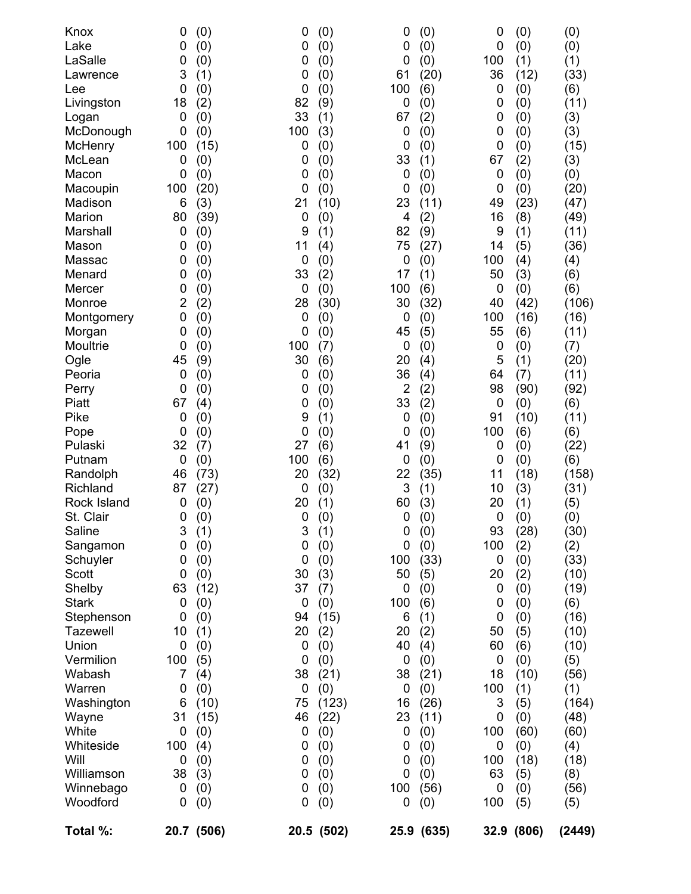| | | | | | | | | | |
|---|---|---|---|---|---|---|---|---|---|
| Knox | 0 | (0) | 0 | (0) | 0 | (0) | 0 | (0) | (0) |
| Lake | 0 | (0) | 0 | (0) | 0 | (0) | 0 | (0) | (0) |
| LaSalle | 0 | (0) | 0 | (0) | 0 | (0) | 100 | (1) | (1) |
| Lawrence | 3 | (1) | 0 | (0) | 61 | (20) | 36 | (12) | (33) |
| Lee | 0 | (0) | 0 | (0) | 100 | (6) | 0 | (0) | (6) |
| Livingston | 18 | (2) | 82 | (9) | 0 | (0) | 0 | (0) | (11) |
| Logan | 0 | (0) | 33 | (1) | 67 | (2) | 0 | (0) | (3) |
| McDonough | 0 | (0) | 100 | (3) | 0 | (0) | 0 | (0) | (3) |
| McHenry | 100 | (15) | 0 | (0) | 0 | (0) | 0 | (0) | (15) |
| McLean | 0 | (0) | 0 | (0) | 33 | (1) | 67 | (2) | (3) |
| Macon | 0 | (0) | 0 | (0) | 0 | (0) | 0 | (0) | (0) |
| Macoupin | 100 | (20) | 0 | (0) | 0 | (0) | 0 | (0) | (20) |
| Madison | 6 | (3) | 21 | (10) | 23 | (11) | 49 | (23) | (47) |
| Marion | 80 | (39) | 0 | (0) | 4 | (2) | 16 | (8) | (49) |
| Marshall | 0 | (0) | 9 | (1) | 82 | (9) | 9 | (1) | (11) |
| Mason | 0 | (0) | 11 | (4) | 75 | (27) | 14 | (5) | (36) |
| Massac | 0 | (0) | 0 | (0) | 0 | (0) | 100 | (4) | (4) |
| Menard | 0 | (0) | 33 | (2) | 17 | (1) | 50 | (3) | (6) |
| Mercer | 0 | (0) | 0 | (0) | 100 | (6) | 0 | (0) | (6) |
| Monroe | 2 | (2) | 28 | (30) | 30 | (32) | 40 | (42) | (106) |
| Montgomery | 0 | (0) | 0 | (0) | 0 | (0) | 100 | (16) | (16) |
| Morgan | 0 | (0) | 0 | (0) | 45 | (5) | 55 | (6) | (11) |
| Moultrie | 0 | (0) | 100 | (7) | 0 | (0) | 0 | (0) | (7) |
| Ogle | 45 | (9) | 30 | (6) | 20 | (4) | 5 | (1) | (20) |
| Peoria | 0 | (0) | 0 | (0) | 36 | (4) | 64 | (7) | (11) |
| Perry | 0 | (0) | 0 | (0) | 2 | (2) | 98 | (90) | (92) |
| Piatt | 67 | (4) | 0 | (0) | 33 | (2) | 0 | (0) | (6) |
| Pike | 0 | (0) | 9 | (1) | 0 | (0) | 91 | (10) | (11) |
| Pope | 0 | (0) | 0 | (0) | 0 | (0) | 100 | (6) | (6) |
| Pulaski | 32 | (7) | 27 | (6) | 41 | (9) | 0 | (0) | (22) |
| Putnam | 0 | (0) | 100 | (6) | 0 | (0) | 0 | (0) | (6) |
| Randolph | 46 | (73) | 20 | (32) | 22 | (35) | 11 | (18) | (158) |
| Richland | 87 | (27) | 0 | (0) | 3 | (1) | 10 | (3) | (31) |
| Rock Island | 0 | (0) | 20 | (1) | 60 | (3) | 20 | (1) | (5) |
| St. Clair | 0 | (0) | 0 | (0) | 0 | (0) | 0 | (0) | (0) |
| Saline | 3 | (1) | 3 | (1) | 0 | (0) | 93 | (28) | (30) |
| Sangamon | 0 | (0) | 0 | (0) | 0 | (0) | 100 | (2) | (2) |
| Schuyler | 0 | (0) | 0 | (0) | 100 | (33) | 0 | (0) | (33) |
| Scott | 0 | (0) | 30 | (3) | 50 | (5) | 20 | (2) | (10) |
| Shelby | 63 | (12) | 37 | (7) | 0 | (0) | 0 | (0) | (19) |
| Stark | 0 | (0) | 0 | (0) | 100 | (6) | 0 | (0) | (6) |
| Stephenson | 0 | (0) | 94 | (15) | 6 | (1) | 0 | (0) | (16) |
| Tazewell | 10 | (1) | 20 | (2) | 20 | (2) | 50 | (5) | (10) |
| Union | 0 | (0) | 0 | (0) | 40 | (4) | 60 | (6) | (10) |
| Vermilion | 100 | (5) | 0 | (0) | 0 | (0) | 0 | (0) | (5) |
| Wabash | 7 | (4) | 38 | (21) | 38 | (21) | 18 | (10) | (56) |
| Warren | 0 | (0) | 0 | (0) | 0 | (0) | 100 | (1) | (1) |
| Washington | 6 | (10) | 75 | (123) | 16 | (26) | 3 | (5) | (164) |
| Wayne | 31 | (15) | 46 | (22) | 23 | (11) | 0 | (0) | (48) |
| White | 0 | (0) | 0 | (0) | 0 | (0) | 100 | (60) | (60) |
| Whiteside | 100 | (4) | 0 | (0) | 0 | (0) | 0 | (0) | (4) |
| Will | 0 | (0) | 0 | (0) | 0 | (0) | 100 | (18) | (18) |
| Williamson | 38 | (3) | 0 | (0) | 0 | (0) | 63 | (5) | (8) |
| Winnebago | 0 | (0) | 0 | (0) | 100 | (56) | 0 | (0) | (56) |
| Woodford | 0 | (0) | 0 | (0) | 0 | (0) | 100 | (5) | (5) |
| **Total %:** | **20.7** | **(506)** | **20.5** | **(502)** | **25.9** | **(635)** | **32.9** | **(806)** | **(2449)** |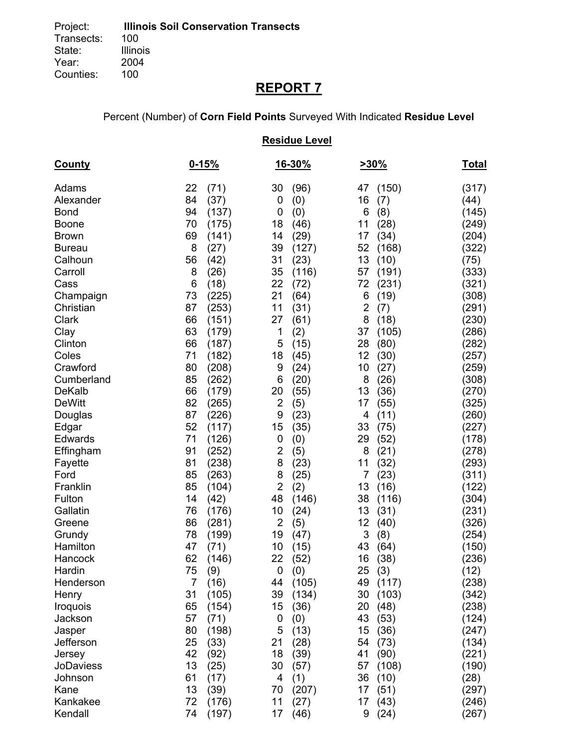Project: **Illinois Soil Conservation Transects**
Transects: 100
State: Illinois
Year: 2004
Counties: 100

# REPORT 7

Percent (Number) of **Corn Field Points** Surveyed With Indicated **Residue Level**

| | Residue Level | | | |
|---|---|---|---|---|
| **County** | **0-15%** | **16-30%** | **>30%** | **Total** |
| Adams | 22 (71) | 30 (96) | 47 (150) | (317) |
| Alexander | 84 (37) | 0 (0) | 16 (7) | (44) |
| Bond | 94 (137) | 0 (0) | 6 (8) | (145) |
| Boone | 70 (175) | 18 (46) | 11 (28) | (249) |
| Brown | 69 (141) | 14 (29) | 17 (34) | (204) |
| Bureau | 8 (27) | 39 (127) | 52 (168) | (322) |
| Calhoun | 56 (42) | 31 (23) | 13 (10) | (75) |
| Carroll | 8 (26) | 35 (116) | 57 (191) | (333) |
| Cass | 6 (18) | 22 (72) | 72 (231) | (321) |
| Champaign | 73 (225) | 21 (64) | 6 (19) | (308) |
| Christian | 87 (253) | 11 (31) | 2 (7) | (291) |
| Clark | 66 (151) | 27 (61) | 8 (18) | (230) |
| Clay | 63 (179) | 1 (2) | 37 (105) | (286) |
| Clinton | 66 (187) | 5 (15) | 28 (80) | (282) |
| Coles | 71 (182) | 18 (45) | 12 (30) | (257) |
| Crawford | 80 (208) | 9 (24) | 10 (27) | (259) |
| Cumberland | 85 (262) | 6 (20) | 8 (26) | (308) |
| DeKalb | 66 (179) | 20 (55) | 13 (36) | (270) |
| DeWitt | 82 (265) | 2 (5) | 17 (55) | (325) |
| Douglas | 87 (226) | 9 (23) | 4 (11) | (260) |
| Edgar | 52 (117) | 15 (35) | 33 (75) | (227) |
| Edwards | 71 (126) | 0 (0) | 29 (52) | (178) |
| Effingham | 91 (252) | 2 (5) | 8 (21) | (278) |
| Fayette | 81 (238) | 8 (23) | 11 (32) | (293) |
| Ford | 85 (263) | 8 (25) | 7 (23) | (311) |
| Franklin | 85 (104) | 2 (2) | 13 (16) | (122) |
| Fulton | 14 (42) | 48 (146) | 38 (116) | (304) |
| Gallatin | 76 (176) | 10 (24) | 13 (31) | (231) |
| Greene | 86 (281) | 2 (5) | 12 (40) | (326) |
| Grundy | 78 (199) | 19 (47) | 3 (8) | (254) |
| Hamilton | 47 (71) | 10 (15) | 43 (64) | (150) |
| Hancock | 62 (146) | 22 (52) | 16 (38) | (236) |
| Hardin | 75 (9) | 0 (0) | 25 (3) | (12) |
| Henderson | 7 (16) | 44 (105) | 49 (117) | (238) |
| Henry | 31 (105) | 39 (134) | 30 (103) | (342) |
| Iroquois | 65 (154) | 15 (36) | 20 (48) | (238) |
| Jackson | 57 (71) | 0 (0) | 43 (53) | (124) |
| Jasper | 80 (198) | 5 (13) | 15 (36) | (247) |
| Jefferson | 25 (33) | 21 (28) | 54 (73) | (134) |
| Jersey | 42 (92) | 18 (39) | 41 (90) | (221) |
| JoDaviess | 13 (25) | 30 (57) | 57 (108) | (190) |
| Johnson | 61 (17) | 4 (1) | 36 (10) | (28) |
| Kane | 13 (39) | 70 (207) | 17 (51) | (297) |
| Kankakee | 72 (176) | 11 (27) | 17 (43) | (246) |
| Kendall | 74 (197) | 17 (46) | 9 (24) | (267) |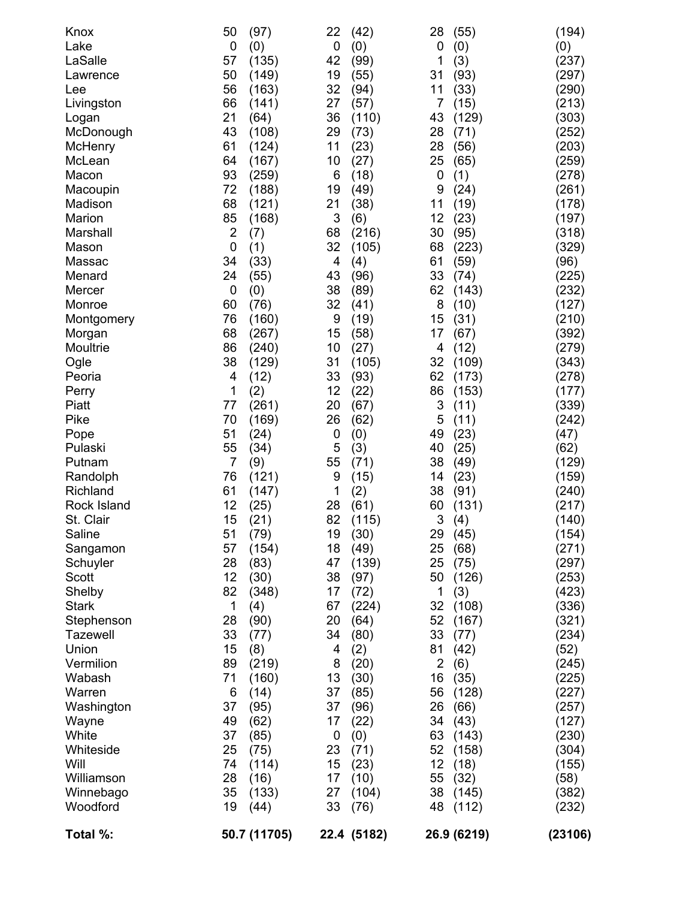| | | | | | | | |
|---|---|---|---|---|---|---|---|
| Knox | 50 | (97) | 22 | (42) | 28 | (55) | (194) |
| Lake | 0 | (0) | 0 | (0) | 0 | (0) | (0) |
| LaSalle | 57 | (135) | 42 | (99) | 1 | (3) | (237) |
| Lawrence | 50 | (149) | 19 | (55) | 31 | (93) | (297) |
| Lee | 56 | (163) | 32 | (94) | 11 | (33) | (290) |
| Livingston | 66 | (141) | 27 | (57) | 7 | (15) | (213) |
| Logan | 21 | (64) | 36 | (110) | 43 | (129) | (303) |
| McDonough | 43 | (108) | 29 | (73) | 28 | (71) | (252) |
| McHenry | 61 | (124) | 11 | (23) | 28 | (56) | (203) |
| McLean | 64 | (167) | 10 | (27) | 25 | (65) | (259) |
| Macon | 93 | (259) | 6 | (18) | 0 | (1) | (278) |
| Macoupin | 72 | (188) | 19 | (49) | 9 | (24) | (261) |
| Madison | 68 | (121) | 21 | (38) | 11 | (19) | (178) |
| Marion | 85 | (168) | 3 | (6) | 12 | (23) | (197) |
| Marshall | 2 | (7) | 68 | (216) | 30 | (95) | (318) |
| Mason | 0 | (1) | 32 | (105) | 68 | (223) | (329) |
| Massac | 34 | (33) | 4 | (4) | 61 | (59) | (96) |
| Menard | 24 | (55) | 43 | (96) | 33 | (74) | (225) |
| Mercer | 0 | (0) | 38 | (89) | 62 | (143) | (232) |
| Monroe | 60 | (76) | 32 | (41) | 8 | (10) | (127) |
| Montgomery | 76 | (160) | 9 | (19) | 15 | (31) | (210) |
| Morgan | 68 | (267) | 15 | (58) | 17 | (67) | (392) |
| Moultrie | 86 | (240) | 10 | (27) | 4 | (12) | (279) |
| Ogle | 38 | (129) | 31 | (105) | 32 | (109) | (343) |
| Peoria | 4 | (12) | 33 | (93) | 62 | (173) | (278) |
| Perry | 1 | (2) | 12 | (22) | 86 | (153) | (177) |
| Piatt | 77 | (261) | 20 | (67) | 3 | (11) | (339) |
| Pike | 70 | (169) | 26 | (62) | 5 | (11) | (242) |
| Pope | 51 | (24) | 0 | (0) | 49 | (23) | (47) |
| Pulaski | 55 | (34) | 5 | (3) | 40 | (25) | (62) |
| Putnam | 7 | (9) | 55 | (71) | 38 | (49) | (129) |
| Randolph | 76 | (121) | 9 | (15) | 14 | (23) | (159) |
| Richland | 61 | (147) | 1 | (2) | 38 | (91) | (240) |
| Rock Island | 12 | (25) | 28 | (61) | 60 | (131) | (217) |
| St. Clair | 15 | (21) | 82 | (115) | 3 | (4) | (140) |
| Saline | 51 | (79) | 19 | (30) | 29 | (45) | (154) |
| Sangamon | 57 | (154) | 18 | (49) | 25 | (68) | (271) |
| Schuyler | 28 | (83) | 47 | (139) | 25 | (75) | (297) |
| Scott | 12 | (30) | 38 | (97) | 50 | (126) | (253) |
| Shelby | 82 | (348) | 17 | (72) | 1 | (3) | (423) |
| Stark | 1 | (4) | 67 | (224) | 32 | (108) | (336) |
| Stephenson | 28 | (90) | 20 | (64) | 52 | (167) | (321) |
| Tazewell | 33 | (77) | 34 | (80) | 33 | (77) | (234) |
| Union | 15 | (8) | 4 | (2) | 81 | (42) | (52) |
| Vermilion | 89 | (219) | 8 | (20) | 2 | (6) | (245) |
| Wabash | 71 | (160) | 13 | (30) | 16 | (35) | (225) |
| Warren | 6 | (14) | 37 | (85) | 56 | (128) | (227) |
| Washington | 37 | (95) | 37 | (96) | 26 | (66) | (257) |
| Wayne | 49 | (62) | 17 | (22) | 34 | (43) | (127) |
| White | 37 | (85) | 0 | (0) | 63 | (143) | (230) |
| Whiteside | 25 | (75) | 23 | (71) | 52 | (158) | (304) |
| Will | 74 | (114) | 15 | (23) | 12 | (18) | (155) |
| Williamson | 28 | (16) | 17 | (10) | 55 | (32) | (58) |
| Winnebago | 35 | (133) | 27 | (104) | 38 | (145) | (382) |
| Woodford | 19 | (44) | 33 | (76) | 48 | (112) | (232) |
| **Total %:** | **50.7** | **(11705)** | **22.4** | **(5182)** | **26.9** | **(6219)** | **(23106)** |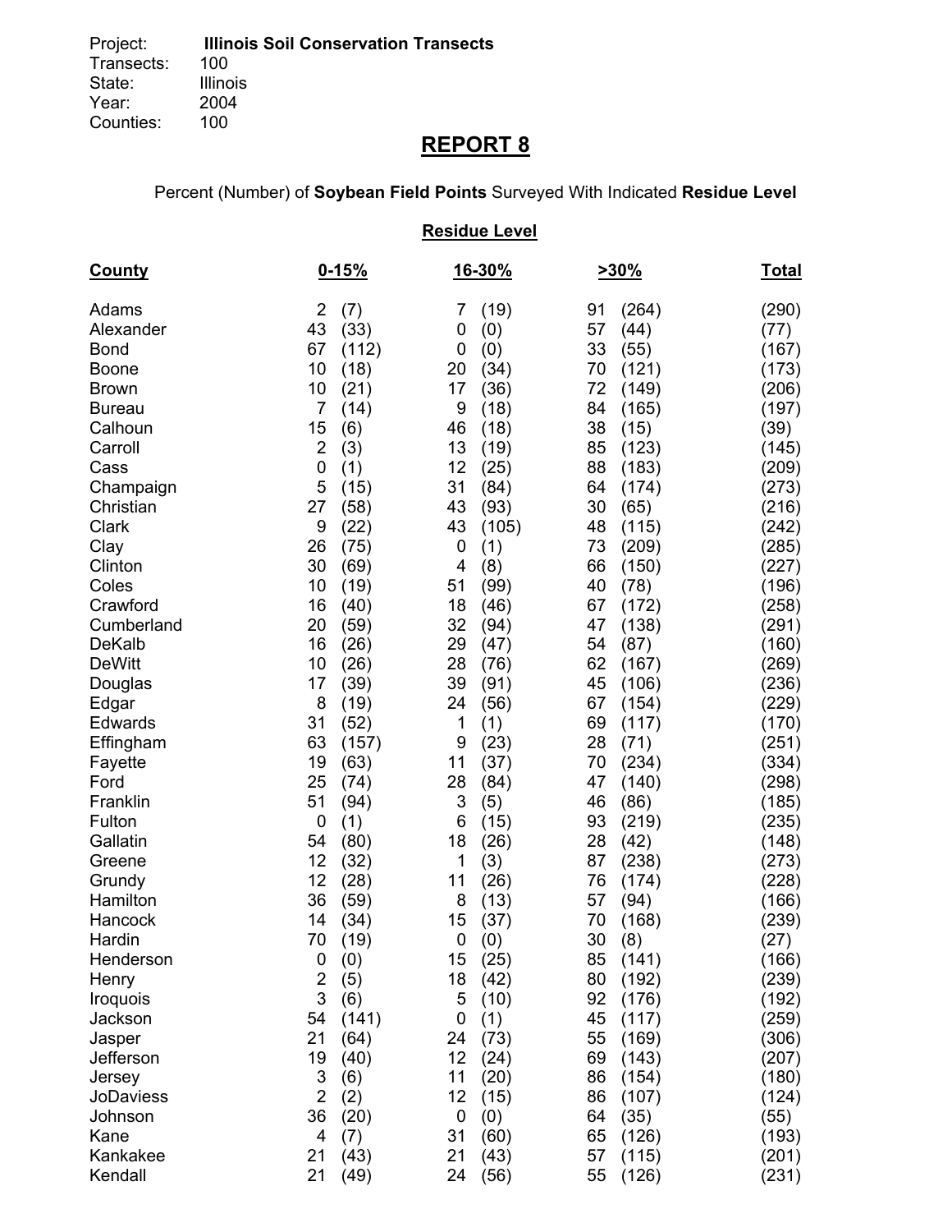Project: **Illinois Soil Conservation Transects**
Transects: 100
State: Illinois
Year: 2004
Counties: 100

# REPORT 8

Percent (Number) of **Soybean Field Points** Surveyed With Indicated **Residue Level**

**Residue Level**

| County | 0-15% | 16-30% | >30% | Total |
|---|---|---|---|---|
| Adams | 2 (7) | 7 (19) | 91 (264) | (290) |
| Alexander | 43 (33) | 0 (0) | 57 (44) | (77) |
| Bond | 67 (112) | 0 (0) | 33 (55) | (167) |
| Boone | 10 (18) | 20 (34) | 70 (121) | (173) |
| Brown | 10 (21) | 17 (36) | 72 (149) | (206) |
| Bureau | 7 (14) | 9 (18) | 84 (165) | (197) |
| Calhoun | 15 (6) | 46 (18) | 38 (15) | (39) |
| Carroll | 2 (3) | 13 (19) | 85 (123) | (145) |
| Cass | 0 (1) | 12 (25) | 88 (183) | (209) |
| Champaign | 5 (15) | 31 (84) | 64 (174) | (273) |
| Christian | 27 (58) | 43 (93) | 30 (65) | (216) |
| Clark | 9 (22) | 43 (105) | 48 (115) | (242) |
| Clay | 26 (75) | 0 (1) | 73 (209) | (285) |
| Clinton | 30 (69) | 4 (8) | 66 (150) | (227) |
| Coles | 10 (19) | 51 (99) | 40 (78) | (196) |
| Crawford | 16 (40) | 18 (46) | 67 (172) | (258) |
| Cumberland | 20 (59) | 32 (94) | 47 (138) | (291) |
| DeKalb | 16 (26) | 29 (47) | 54 (87) | (160) |
| DeWitt | 10 (26) | 28 (76) | 62 (167) | (269) |
| Douglas | 17 (39) | 39 (91) | 45 (106) | (236) |
| Edgar | 8 (19) | 24 (56) | 67 (154) | (229) |
| Edwards | 31 (52) | 1 (1) | 69 (117) | (170) |
| Effingham | 63 (157) | 9 (23) | 28 (71) | (251) |
| Fayette | 19 (63) | 11 (37) | 70 (234) | (334) |
| Ford | 25 (74) | 28 (84) | 47 (140) | (298) |
| Franklin | 51 (94) | 3 (5) | 46 (86) | (185) |
| Fulton | 0 (1) | 6 (15) | 93 (219) | (235) |
| Gallatin | 54 (80) | 18 (26) | 28 (42) | (148) |
| Greene | 12 (32) | 1 (3) | 87 (238) | (273) |
| Grundy | 12 (28) | 11 (26) | 76 (174) | (228) |
| Hamilton | 36 (59) | 8 (13) | 57 (94) | (166) |
| Hancock | 14 (34) | 15 (37) | 70 (168) | (239) |
| Hardin | 70 (19) | 0 (0) | 30 (8) | (27) |
| Henderson | 0 (0) | 15 (25) | 85 (141) | (166) |
| Henry | 2 (5) | 18 (42) | 80 (192) | (239) |
| Iroquois | 3 (6) | 5 (10) | 92 (176) | (192) |
| Jackson | 54 (141) | 0 (1) | 45 (117) | (259) |
| Jasper | 21 (64) | 24 (73) | 55 (169) | (306) |
| Jefferson | 19 (40) | 12 (24) | 69 (143) | (207) |
| Jersey | 3 (6) | 11 (20) | 86 (154) | (180) |
| JoDaviess | 2 (2) | 12 (15) | 86 (107) | (124) |
| Johnson | 36 (20) | 0 (0) | 64 (35) | (55) |
| Kane | 4 (7) | 31 (60) | 65 (126) | (193) |
| Kankakee | 21 (43) | 21 (43) | 57 (115) | (201) |
| Kendall | 21 (49) | 24 (56) | 55 (126) | (231) |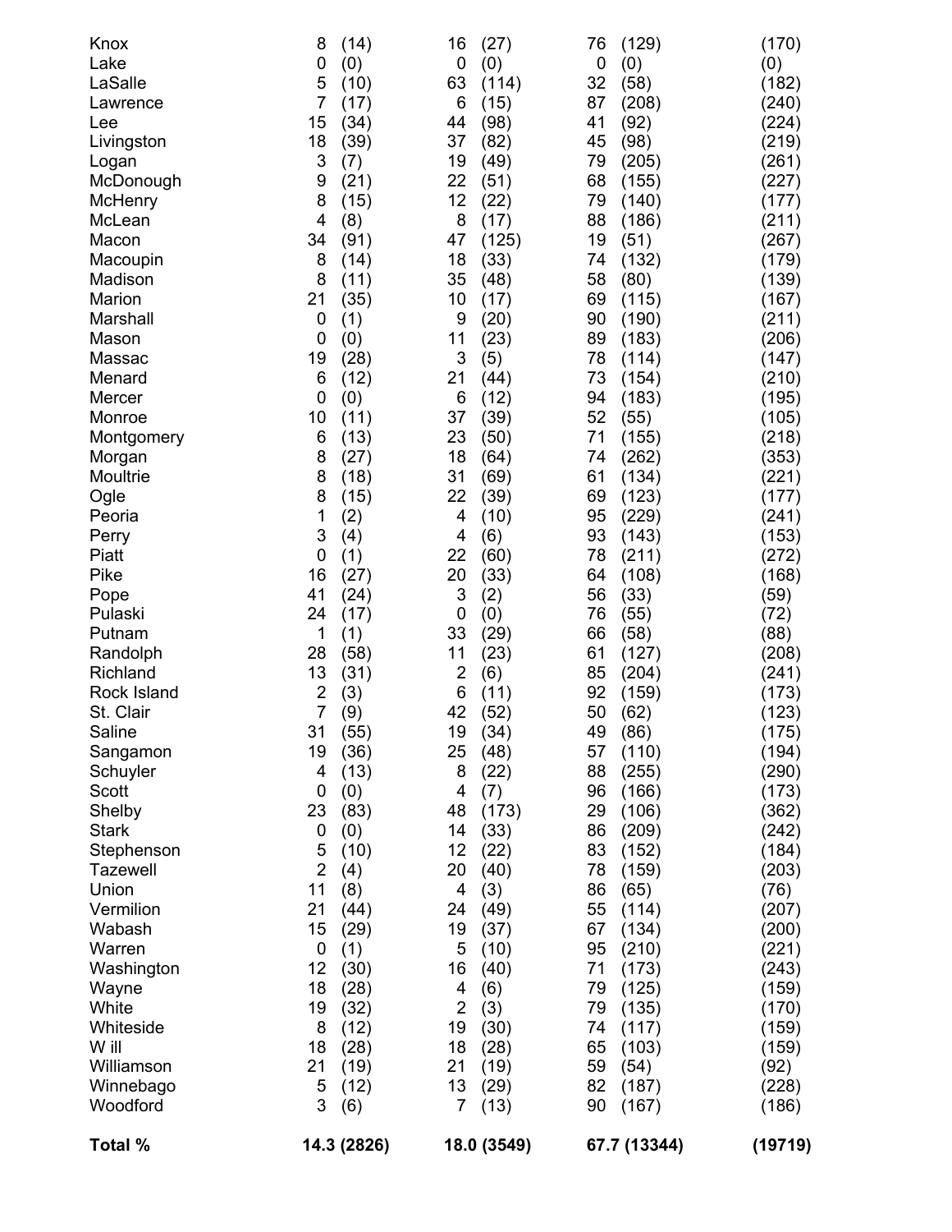| | | | | | | | |
|---|---|---|---|---|---|---|---|
| Knox | 8 | (14) | 16 | (27) | 76 | (129) | (170) |
| Lake | 0 | (0) | 0 | (0) | 0 | (0) | (0) |
| LaSalle | 5 | (10) | 63 | (114) | 32 | (58) | (182) |
| Lawrence | 7 | (17) | 6 | (15) | 87 | (208) | (240) |
| Lee | 15 | (34) | 44 | (98) | 41 | (92) | (224) |
| Livingston | 18 | (39) | 37 | (82) | 45 | (98) | (219) |
| Logan | 3 | (7) | 19 | (49) | 79 | (205) | (261) |
| McDonough | 9 | (21) | 22 | (51) | 68 | (155) | (227) |
| McHenry | 8 | (15) | 12 | (22) | 79 | (140) | (177) |
| McLean | 4 | (8) | 8 | (17) | 88 | (186) | (211) |
| Macon | 34 | (91) | 47 | (125) | 19 | (51) | (267) |
| Macoupin | 8 | (14) | 18 | (33) | 74 | (132) | (179) |
| Madison | 8 | (11) | 35 | (48) | 58 | (80) | (139) |
| Marion | 21 | (35) | 10 | (17) | 69 | (115) | (167) |
| Marshall | 0 | (1) | 9 | (20) | 90 | (190) | (211) |
| Mason | 0 | (0) | 11 | (23) | 89 | (183) | (206) |
| Massac | 19 | (28) | 3 | (5) | 78 | (114) | (147) |
| Menard | 6 | (12) | 21 | (44) | 73 | (154) | (210) |
| Mercer | 0 | (0) | 6 | (12) | 94 | (183) | (195) |
| Monroe | 10 | (11) | 37 | (39) | 52 | (55) | (105) |
| Montgomery | 6 | (13) | 23 | (50) | 71 | (155) | (218) |
| Morgan | 8 | (27) | 18 | (64) | 74 | (262) | (353) |
| Moultrie | 8 | (18) | 31 | (69) | 61 | (134) | (221) |
| Ogle | 8 | (15) | 22 | (39) | 69 | (123) | (177) |
| Peoria | 1 | (2) | 4 | (10) | 95 | (229) | (241) |
| Perry | 3 | (4) | 4 | (6) | 93 | (143) | (153) |
| Piatt | 0 | (1) | 22 | (60) | 78 | (211) | (272) |
| Pike | 16 | (27) | 20 | (33) | 64 | (108) | (168) |
| Pope | 41 | (24) | 3 | (2) | 56 | (33) | (59) |
| Pulaski | 24 | (17) | 0 | (0) | 76 | (55) | (72) |
| Putnam | 1 | (1) | 33 | (29) | 66 | (58) | (88) |
| Randolph | 28 | (58) | 11 | (23) | 61 | (127) | (208) |
| Richland | 13 | (31) | 2 | (6) | 85 | (204) | (241) |
| Rock Island | 2 | (3) | 6 | (11) | 92 | (159) | (173) |
| St. Clair | 7 | (9) | 42 | (52) | 50 | (62) | (123) |
| Saline | 31 | (55) | 19 | (34) | 49 | (86) | (175) |
| Sangamon | 19 | (36) | 25 | (48) | 57 | (110) | (194) |
| Schuyler | 4 | (13) | 8 | (22) | 88 | (255) | (290) |
| Scott | 0 | (0) | 4 | (7) | 96 | (166) | (173) |
| Shelby | 23 | (83) | 48 | (173) | 29 | (106) | (362) |
| Stark | 0 | (0) | 14 | (33) | 86 | (209) | (242) |
| Stephenson | 5 | (10) | 12 | (22) | 83 | (152) | (184) |
| Tazewell | 2 | (4) | 20 | (40) | 78 | (159) | (203) |
| Union | 11 | (8) | 4 | (3) | 86 | (65) | (76) |
| Vermilion | 21 | (44) | 24 | (49) | 55 | (114) | (207) |
| Wabash | 15 | (29) | 19 | (37) | 67 | (134) | (200) |
| Warren | 0 | (1) | 5 | (10) | 95 | (210) | (221) |
| Washington | 12 | (30) | 16 | (40) | 71 | (173) | (243) |
| Wayne | 18 | (28) | 4 | (6) | 79 | (125) | (159) |
| White | 19 | (32) | 2 | (3) | 79 | (135) | (170) |
| Whiteside | 8 | (12) | 19 | (30) | 74 | (117) | (159) |
| W ill | 18 | (28) | 18 | (28) | 65 | (103) | (159) |
| Williamson | 21 | (19) | 21 | (19) | 59 | (54) | (92) |
| Winnebago | 5 | (12) | 13 | (29) | 82 | (187) | (228) |
| Woodford | 3 | (6) | 7 | (13) | 90 | (167) | (186) |
| **Total %** | **14.3** | **(2826)** | **18.0** | **(3549)** | **67.7** | **(13344)** | **(19719)** |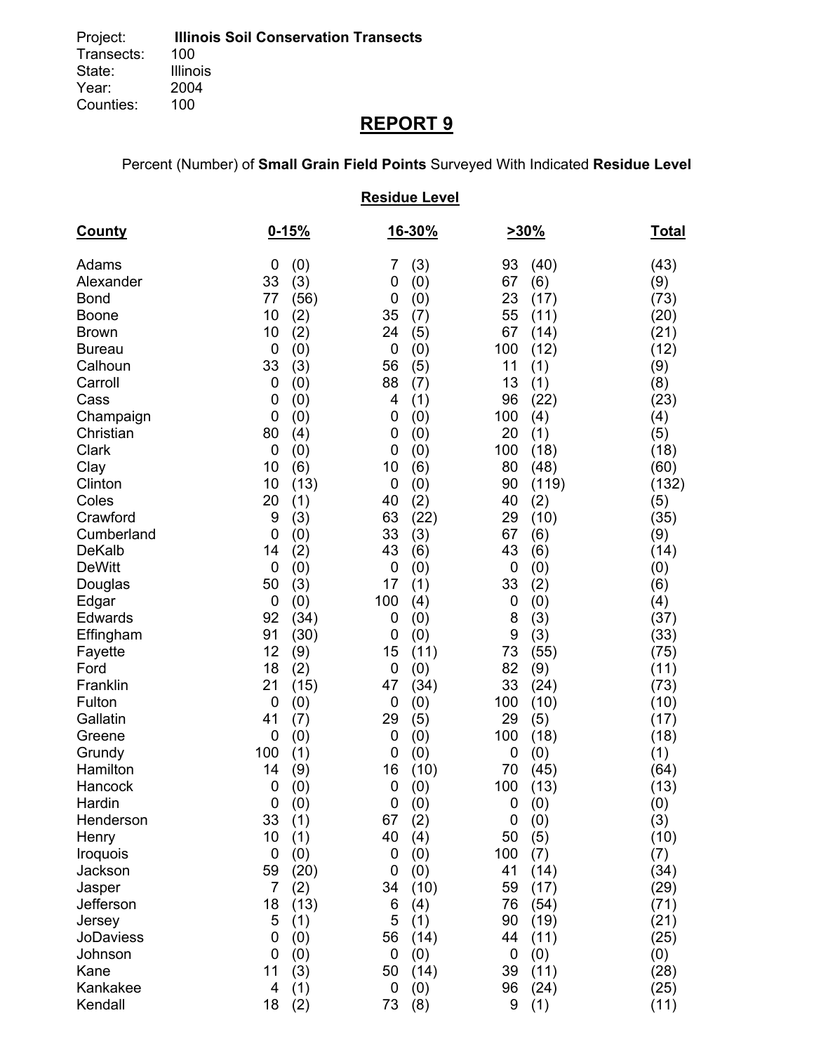Project: **Illinois Soil Conservation Transects**
Transects: 100
State: Illinois
Year: 2004
Counties: 100

# REPORT 9

Percent (Number) of **Small Grain Field Points** Surveyed With Indicated **Residue Level**

**Residue Level**

| County | 0-15% | 16-30% | >30% | Total |
|---|---|---|---|---|
| Adams | 0 (0) | 7 (3) | 93 (40) | (43) |
| Alexander | 33 (3) | 0 (0) | 67 (6) | (9) |
| Bond | 77 (56) | 0 (0) | 23 (17) | (73) |
| Boone | 10 (2) | 35 (7) | 55 (11) | (20) |
| Brown | 10 (2) | 24 (5) | 67 (14) | (21) |
| Bureau | 0 (0) | 0 (0) | 100 (12) | (12) |
| Calhoun | 33 (3) | 56 (5) | 11 (1) | (9) |
| Carroll | 0 (0) | 88 (7) | 13 (1) | (8) |
| Cass | 0 (0) | 4 (1) | 96 (22) | (23) |
| Champaign | 0 (0) | 0 (0) | 100 (4) | (4) |
| Christian | 80 (4) | 0 (0) | 20 (1) | (5) |
| Clark | 0 (0) | 0 (0) | 100 (18) | (18) |
| Clay | 10 (6) | 10 (6) | 80 (48) | (60) |
| Clinton | 10 (13) | 0 (0) | 90 (119) | (132) |
| Coles | 20 (1) | 40 (2) | 40 (2) | (5) |
| Crawford | 9 (3) | 63 (22) | 29 (10) | (35) |
| Cumberland | 0 (0) | 33 (3) | 67 (6) | (9) |
| DeKalb | 14 (2) | 43 (6) | 43 (6) | (14) |
| DeWitt | 0 (0) | 0 (0) | 0 (0) | (0) |
| Douglas | 50 (3) | 17 (1) | 33 (2) | (6) |
| Edgar | 0 (0) | 100 (4) | 0 (0) | (4) |
| Edwards | 92 (34) | 0 (0) | 8 (3) | (37) |
| Effingham | 91 (30) | 0 (0) | 9 (3) | (33) |
| Fayette | 12 (9) | 15 (11) | 73 (55) | (75) |
| Ford | 18 (2) | 0 (0) | 82 (9) | (11) |
| Franklin | 21 (15) | 47 (34) | 33 (24) | (73) |
| Fulton | 0 (0) | 0 (0) | 100 (10) | (10) |
| Gallatin | 41 (7) | 29 (5) | 29 (5) | (17) |
| Greene | 0 (0) | 0 (0) | 100 (18) | (18) |
| Grundy | 100 (1) | 0 (0) | 0 (0) | (1) |
| Hamilton | 14 (9) | 16 (10) | 70 (45) | (64) |
| Hancock | 0 (0) | 0 (0) | 100 (13) | (13) |
| Hardin | 0 (0) | 0 (0) | 0 (0) | (0) |
| Henderson | 33 (1) | 67 (2) | 0 (0) | (3) |
| Henry | 10 (1) | 40 (4) | 50 (5) | (10) |
| Iroquois | 0 (0) | 0 (0) | 100 (7) | (7) |
| Jackson | 59 (20) | 0 (0) | 41 (14) | (34) |
| Jasper | 7 (2) | 34 (10) | 59 (17) | (29) |
| Jefferson | 18 (13) | 6 (4) | 76 (54) | (71) |
| Jersey | 5 (1) | 5 (1) | 90 (19) | (21) |
| JoDaviess | 0 (0) | 56 (14) | 44 (11) | (25) |
| Johnson | 0 (0) | 0 (0) | 0 (0) | (0) |
| Kane | 11 (3) | 50 (14) | 39 (11) | (28) |
| Kankakee | 4 (1) | 0 (0) | 96 (24) | (25) |
| Kendall | 18 (2) | 73 (8) | 9 (1) | (11) |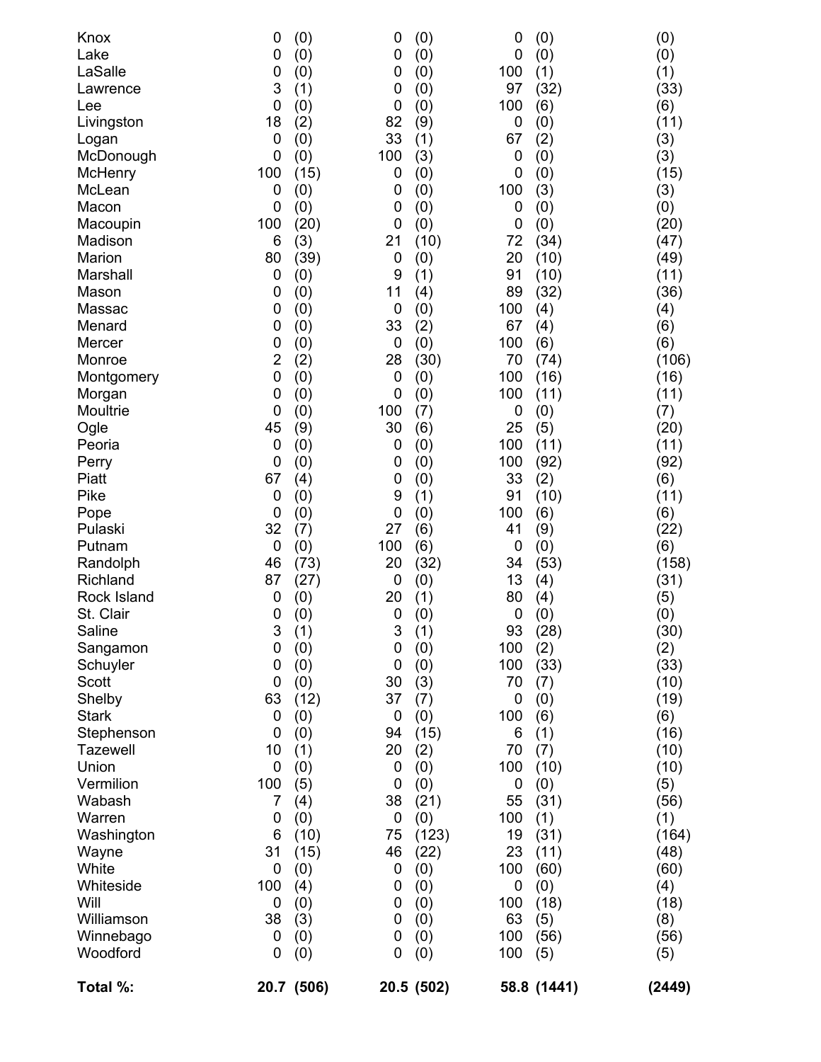| | | | | | | | |
|---|---|---|---|---|---|---|---|
| Knox | 0 | (0) | 0 | (0) | 0 | (0) | (0) |
| Lake | 0 | (0) | 0 | (0) | 0 | (0) | (0) |
| LaSalle | 0 | (0) | 0 | (0) | 100 | (1) | (1) |
| Lawrence | 3 | (1) | 0 | (0) | 97 | (32) | (33) |
| Lee | 0 | (0) | 0 | (0) | 100 | (6) | (6) |
| Livingston | 18 | (2) | 82 | (9) | 0 | (0) | (11) |
| Logan | 0 | (0) | 33 | (1) | 67 | (2) | (3) |
| McDonough | 0 | (0) | 100 | (3) | 0 | (0) | (3) |
| McHenry | 100 | (15) | 0 | (0) | 0 | (0) | (15) |
| McLean | 0 | (0) | 0 | (0) | 100 | (3) | (3) |
| Macon | 0 | (0) | 0 | (0) | 0 | (0) | (0) |
| Macoupin | 100 | (20) | 0 | (0) | 0 | (0) | (20) |
| Madison | 6 | (3) | 21 | (10) | 72 | (34) | (47) |
| Marion | 80 | (39) | 0 | (0) | 20 | (10) | (49) |
| Marshall | 0 | (0) | 9 | (1) | 91 | (10) | (11) |
| Mason | 0 | (0) | 11 | (4) | 89 | (32) | (36) |
| Massac | 0 | (0) | 0 | (0) | 100 | (4) | (4) |
| Menard | 0 | (0) | 33 | (2) | 67 | (4) | (6) |
| Mercer | 0 | (0) | 0 | (0) | 100 | (6) | (6) |
| Monroe | 2 | (2) | 28 | (30) | 70 | (74) | (106) |
| Montgomery | 0 | (0) | 0 | (0) | 100 | (16) | (16) |
| Morgan | 0 | (0) | 0 | (0) | 100 | (11) | (11) |
| Moultrie | 0 | (0) | 100 | (7) | 0 | (0) | (7) |
| Ogle | 45 | (9) | 30 | (6) | 25 | (5) | (20) |
| Peoria | 0 | (0) | 0 | (0) | 100 | (11) | (11) |
| Perry | 0 | (0) | 0 | (0) | 100 | (92) | (92) |
| Piatt | 67 | (4) | 0 | (0) | 33 | (2) | (6) |
| Pike | 0 | (0) | 9 | (1) | 91 | (10) | (11) |
| Pope | 0 | (0) | 0 | (0) | 100 | (6) | (6) |
| Pulaski | 32 | (7) | 27 | (6) | 41 | (9) | (22) |
| Putnam | 0 | (0) | 100 | (6) | 0 | (0) | (6) |
| Randolph | 46 | (73) | 20 | (32) | 34 | (53) | (158) |
| Richland | 87 | (27) | 0 | (0) | 13 | (4) | (31) |
| Rock Island | 0 | (0) | 20 | (1) | 80 | (4) | (5) |
| St. Clair | 0 | (0) | 0 | (0) | 0 | (0) | (0) |
| Saline | 3 | (1) | 3 | (1) | 93 | (28) | (30) |
| Sangamon | 0 | (0) | 0 | (0) | 100 | (2) | (2) |
| Schuyler | 0 | (0) | 0 | (0) | 100 | (33) | (33) |
| Scott | 0 | (0) | 30 | (3) | 70 | (7) | (10) |
| Shelby | 63 | (12) | 37 | (7) | 0 | (0) | (19) |
| Stark | 0 | (0) | 0 | (0) | 100 | (6) | (6) |
| Stephenson | 0 | (0) | 94 | (15) | 6 | (1) | (16) |
| Tazewell | 10 | (1) | 20 | (2) | 70 | (7) | (10) |
| Union | 0 | (0) | 0 | (0) | 100 | (10) | (10) |
| Vermilion | 100 | (5) | 0 | (0) | 0 | (0) | (5) |
| Wabash | 7 | (4) | 38 | (21) | 55 | (31) | (56) |
| Warren | 0 | (0) | 0 | (0) | 100 | (1) | (1) |
| Washington | 6 | (10) | 75 | (123) | 19 | (31) | (164) |
| Wayne | 31 | (15) | 46 | (22) | 23 | (11) | (48) |
| White | 0 | (0) | 0 | (0) | 100 | (60) | (60) |
| Whiteside | 100 | (4) | 0 | (0) | 0 | (0) | (4) |
| Will | 0 | (0) | 0 | (0) | 100 | (18) | (18) |
| Williamson | 38 | (3) | 0 | (0) | 63 | (5) | (8) |
| Winnebago | 0 | (0) | 0 | (0) | 100 | (56) | (56) |
| Woodford | 0 | (0) | 0 | (0) | 100 | (5) | (5) |
| **Total %:** | **20.7** | **(506)** | **20.5** | **(502)** | **58.8** | **(1441)** | **(2449)** |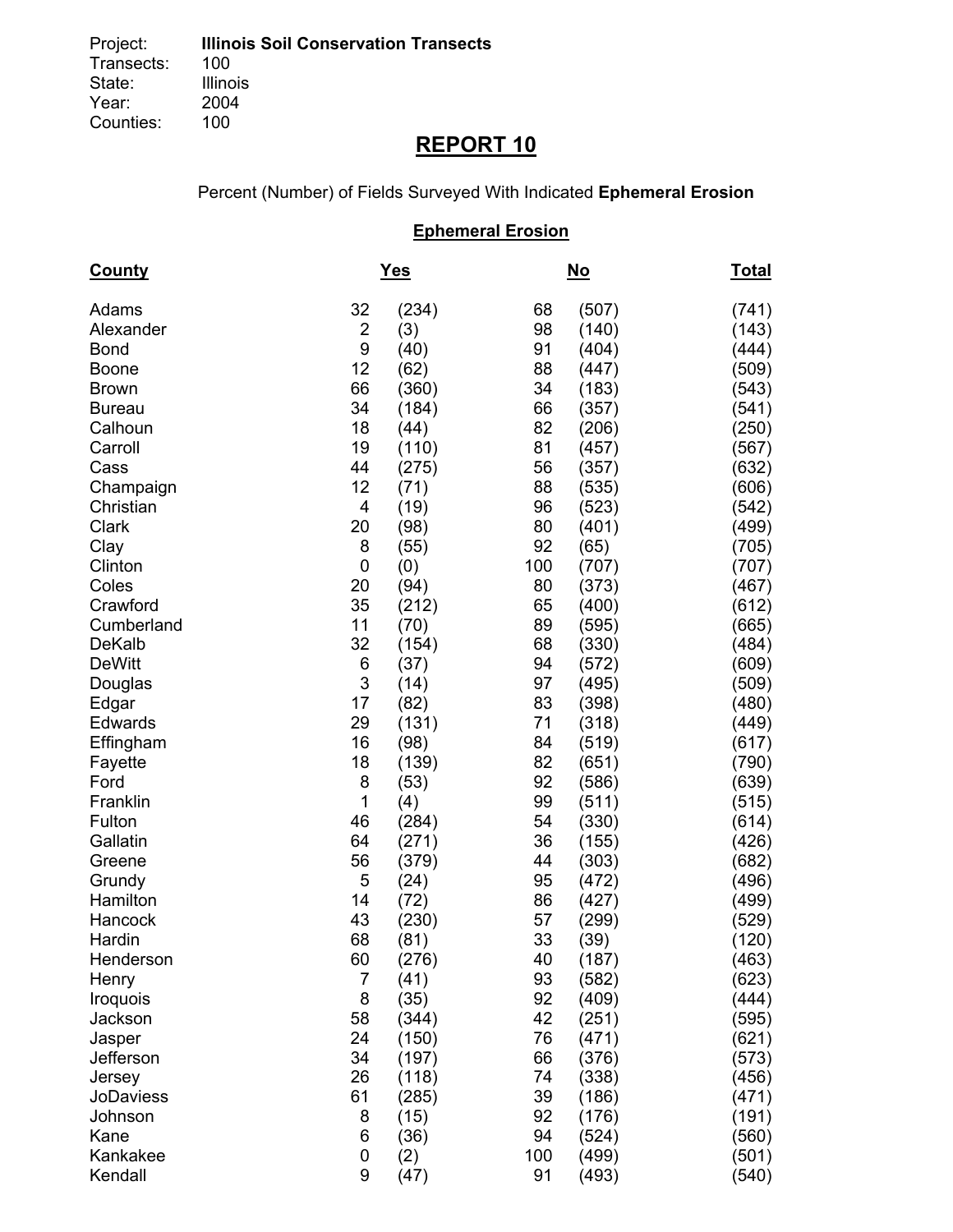Project: **Illinois Soil Conservation Transects**
Transects: 100
State: Illinois
Year: 2004
Counties: 100

# REPORT 10

Percent (Number) of Fields Surveyed With Indicated **Ephemeral Erosion**

## Ephemeral Erosion

| County | Yes | | No | | Total |
|---|---|---|---|---|---|
| Adams | 32 | (234) | 68 | (507) | (741) |
| Alexander | 2 | (3) | 98 | (140) | (143) |
| Bond | 9 | (40) | 91 | (404) | (444) |
| Boone | 12 | (62) | 88 | (447) | (509) |
| Brown | 66 | (360) | 34 | (183) | (543) |
| Bureau | 34 | (184) | 66 | (357) | (541) |
| Calhoun | 18 | (44) | 82 | (206) | (250) |
| Carroll | 19 | (110) | 81 | (457) | (567) |
| Cass | 44 | (275) | 56 | (357) | (632) |
| Champaign | 12 | (71) | 88 | (535) | (606) |
| Christian | 4 | (19) | 96 | (523) | (542) |
| Clark | 20 | (98) | 80 | (401) | (499) |
| Clay | 8 | (55) | 92 | (65) | (705) |
| Clinton | 0 | (0) | 100 | (707) | (707) |
| Coles | 20 | (94) | 80 | (373) | (467) |
| Crawford | 35 | (212) | 65 | (400) | (612) |
| Cumberland | 11 | (70) | 89 | (595) | (665) |
| DeKalb | 32 | (154) | 68 | (330) | (484) |
| DeWitt | 6 | (37) | 94 | (572) | (609) |
| Douglas | 3 | (14) | 97 | (495) | (509) |
| Edgar | 17 | (82) | 83 | (398) | (480) |
| Edwards | 29 | (131) | 71 | (318) | (449) |
| Effingham | 16 | (98) | 84 | (519) | (617) |
| Fayette | 18 | (139) | 82 | (651) | (790) |
| Ford | 8 | (53) | 92 | (586) | (639) |
| Franklin | 1 | (4) | 99 | (511) | (515) |
| Fulton | 46 | (284) | 54 | (330) | (614) |
| Gallatin | 64 | (271) | 36 | (155) | (426) |
| Greene | 56 | (379) | 44 | (303) | (682) |
| Grundy | 5 | (24) | 95 | (472) | (496) |
| Hamilton | 14 | (72) | 86 | (427) | (499) |
| Hancock | 43 | (230) | 57 | (299) | (529) |
| Hardin | 68 | (81) | 33 | (39) | (120) |
| Henderson | 60 | (276) | 40 | (187) | (463) |
| Henry | 7 | (41) | 93 | (582) | (623) |
| Iroquois | 8 | (35) | 92 | (409) | (444) |
| Jackson | 58 | (344) | 42 | (251) | (595) |
| Jasper | 24 | (150) | 76 | (471) | (621) |
| Jefferson | 34 | (197) | 66 | (376) | (573) |
| Jersey | 26 | (118) | 74 | (338) | (456) |
| JoDaviess | 61 | (285) | 39 | (186) | (471) |
| Johnson | 8 | (15) | 92 | (176) | (191) |
| Kane | 6 | (36) | 94 | (524) | (560) |
| Kankakee | 0 | (2) | 100 | (499) | (501) |
| Kendall | 9 | (47) | 91 | (493) | (540) |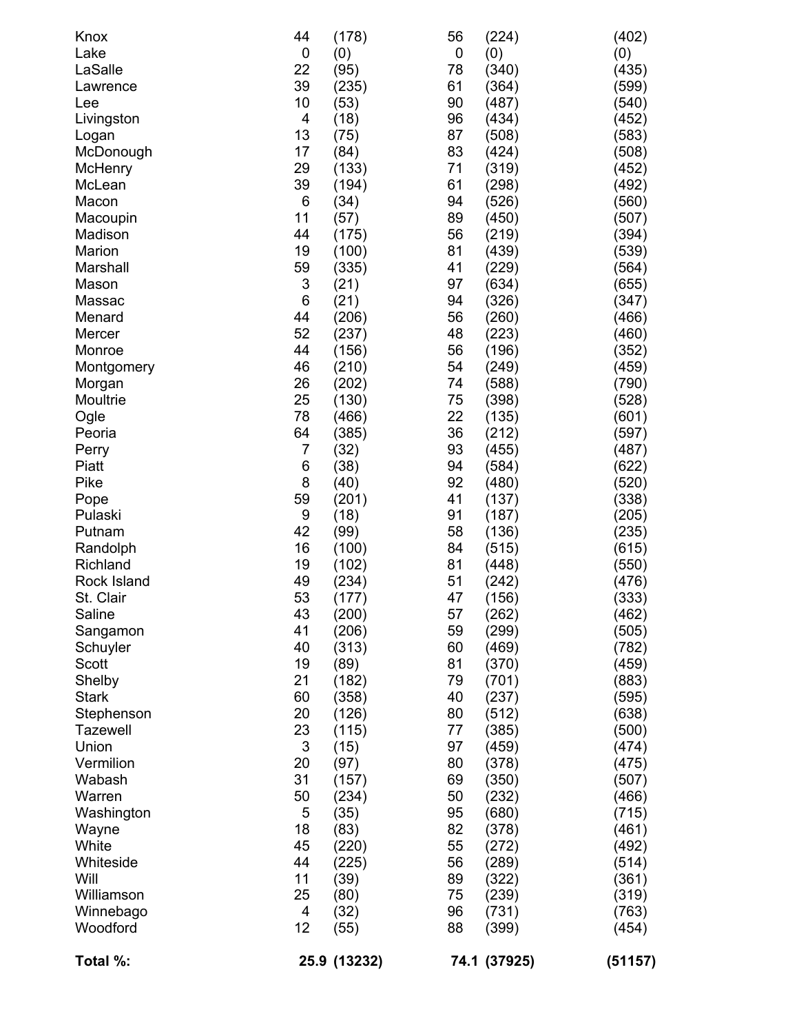| | | | | | |
|---|---|---|---|---|---|
| Knox | 44 | (178) | 56 | (224) | (402) |
| Lake | 0 | (0) | 0 | (0) | (0) |
| LaSalle | 22 | (95) | 78 | (340) | (435) |
| Lawrence | 39 | (235) | 61 | (364) | (599) |
| Lee | 10 | (53) | 90 | (487) | (540) |
| Livingston | 4 | (18) | 96 | (434) | (452) |
| Logan | 13 | (75) | 87 | (508) | (583) |
| McDonough | 17 | (84) | 83 | (424) | (508) |
| McHenry | 29 | (133) | 71 | (319) | (452) |
| McLean | 39 | (194) | 61 | (298) | (492) |
| Macon | 6 | (34) | 94 | (526) | (560) |
| Macoupin | 11 | (57) | 89 | (450) | (507) |
| Madison | 44 | (175) | 56 | (219) | (394) |
| Marion | 19 | (100) | 81 | (439) | (539) |
| Marshall | 59 | (335) | 41 | (229) | (564) |
| Mason | 3 | (21) | 97 | (634) | (655) |
| Massac | 6 | (21) | 94 | (326) | (347) |
| Menard | 44 | (206) | 56 | (260) | (466) |
| Mercer | 52 | (237) | 48 | (223) | (460) |
| Monroe | 44 | (156) | 56 | (196) | (352) |
| Montgomery | 46 | (210) | 54 | (249) | (459) |
| Morgan | 26 | (202) | 74 | (588) | (790) |
| Moultrie | 25 | (130) | 75 | (398) | (528) |
| Ogle | 78 | (466) | 22 | (135) | (601) |
| Peoria | 64 | (385) | 36 | (212) | (597) |
| Perry | 7 | (32) | 93 | (455) | (487) |
| Piatt | 6 | (38) | 94 | (584) | (622) |
| Pike | 8 | (40) | 92 | (480) | (520) |
| Pope | 59 | (201) | 41 | (137) | (338) |
| Pulaski | 9 | (18) | 91 | (187) | (205) |
| Putnam | 42 | (99) | 58 | (136) | (235) |
| Randolph | 16 | (100) | 84 | (515) | (615) |
| Richland | 19 | (102) | 81 | (448) | (550) |
| Rock Island | 49 | (234) | 51 | (242) | (476) |
| St. Clair | 53 | (177) | 47 | (156) | (333) |
| Saline | 43 | (200) | 57 | (262) | (462) |
| Sangamon | 41 | (206) | 59 | (299) | (505) |
| Schuyler | 40 | (313) | 60 | (469) | (782) |
| Scott | 19 | (89) | 81 | (370) | (459) |
| Shelby | 21 | (182) | 79 | (701) | (883) |
| Stark | 60 | (358) | 40 | (237) | (595) |
| Stephenson | 20 | (126) | 80 | (512) | (638) |
| Tazewell | 23 | (115) | 77 | (385) | (500) |
| Union | 3 | (15) | 97 | (459) | (474) |
| Vermilion | 20 | (97) | 80 | (378) | (475) |
| Wabash | 31 | (157) | 69 | (350) | (507) |
| Warren | 50 | (234) | 50 | (232) | (466) |
| Washington | 5 | (35) | 95 | (680) | (715) |
| Wayne | 18 | (83) | 82 | (378) | (461) |
| White | 45 | (220) | 55 | (272) | (492) |
| Whiteside | 44 | (225) | 56 | (289) | (514) |
| Will | 11 | (39) | 89 | (322) | (361) |
| Williamson | 25 | (80) | 75 | (239) | (319) |
| Winnebago | 4 | (32) | 96 | (731) | (763) |
| Woodford | 12 | (55) | 88 | (399) | (454) |
| **Total %:** | **25.9** | **(13232)** | **74.1** | **(37925)** | **(51157)** |